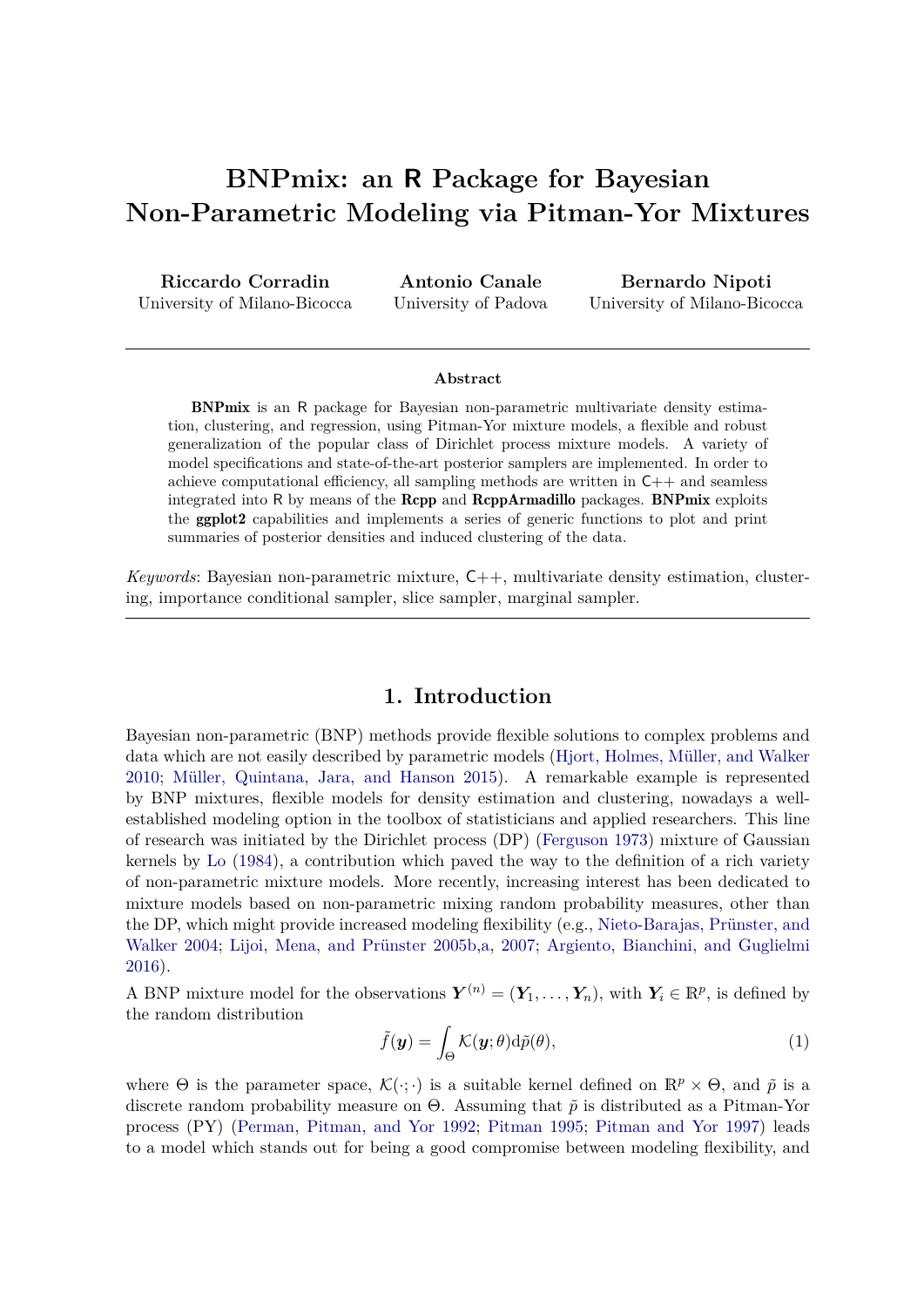# BNPmix: an R Package for Bayesian Non-Parametric Modeling via Pitman-Yor Mixtures

**Riccardo Corradin**
University of Milano-Bicocca

**Antonio Canale**
University of Padova

**Bernardo Nipoti**
University of Milano-Bicocca

---

### Abstract

**BNPmix** is an R package for Bayesian non-parametric multivariate density estimation, clustering, and regression, using Pitman-Yor mixture models, a flexible and robust generalization of the popular class of Dirichlet process mixture models. A variety of model specifications and state-of-the-art posterior samplers are implemented. In order to achieve computational efficiency, all sampling methods are written in C++ and seamless integrated into R by means of the **Rcpp** and **RcppArmadillo** packages. **BNPmix** exploits the **ggplot2** capabilities and implements a series of generic functions to plot and print summaries of posterior densities and induced clustering of the data.

*Keywords*: Bayesian non-parametric mixture, C++, multivariate density estimation, clustering, importance conditional sampler, slice sampler, marginal sampler.

---

## 1. Introduction

Bayesian non-parametric (BNP) methods provide flexible solutions to complex problems and data which are not easily described by parametric models (Hjort, Holmes, Müller, and Walker 2010; Müller, Quintana, Jara, and Hanson 2015). A remarkable example is represented by BNP mixtures, flexible models for density estimation and clustering, nowadays a well-established modeling option in the toolbox of statisticians and applied researchers. This line of research was initiated by the Dirichlet process (DP) (Ferguson 1973) mixture of Gaussian kernels by Lo (1984), a contribution which paved the way to the definition of a rich variety of non-parametric mixture models. More recently, increasing interest has been dedicated to mixture models based on non-parametric mixing random probability measures, other than the DP, which might provide increased modeling flexibility (e.g., Nieto-Barajas, Prünster, and Walker 2004; Lijoi, Mena, and Prünster 2005b,a, 2007; Argiento, Bianchini, and Guglielmi 2016).

A BNP mixture model for the observations $\boldsymbol{Y}^{(n)} = (\boldsymbol{Y}_1, \dots, \boldsymbol{Y}_n)$, with $\boldsymbol{Y}_i \in \mathbb{R}^p$, is defined by the random distribution

$$\tilde{f}(\boldsymbol{y}) = \int_\Theta \mathcal{K}(\boldsymbol{y}; \theta) \mathrm{d}\tilde{p}(\theta), \tag{1}$$

where $\Theta$ is the parameter space, $\mathcal{K}(\cdot; \cdot)$ is a suitable kernel defined on $\mathbb{R}^p \times \Theta$, and $\tilde{p}$ is a discrete random probability measure on $\Theta$. Assuming that $\tilde{p}$ is distributed as a Pitman-Yor process (PY) (Perman, Pitman, and Yor 1992; Pitman 1995; Pitman and Yor 1997) leads to a model which stands out for being a good compromise between modeling flexibility, and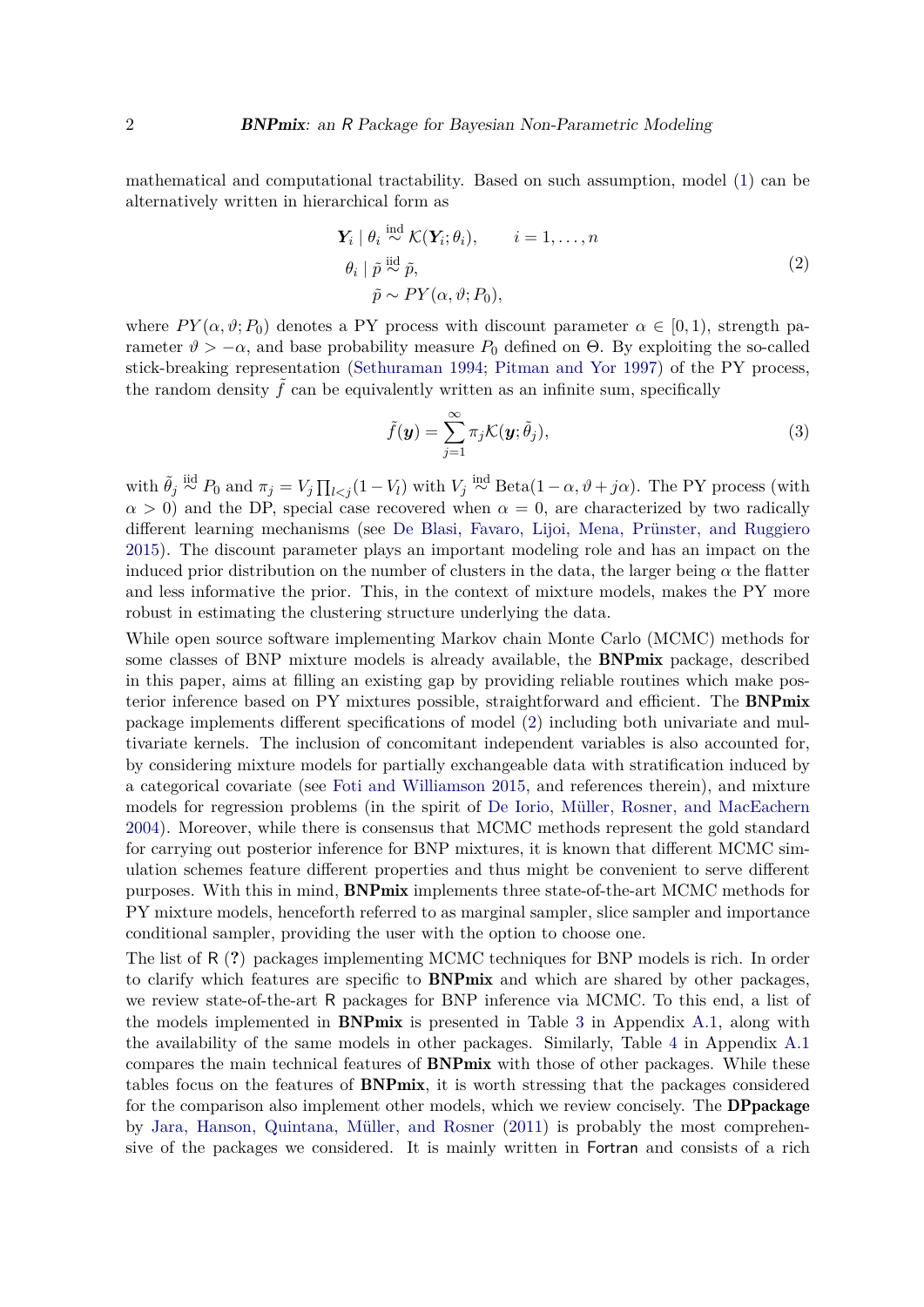mathematical and computational tractability. Based on such assumption, model (1) can be alternatively written in hierarchical form as

$$\begin{aligned}
\boldsymbol{Y}_i \mid \theta_i &\overset{\text{ind}}{\sim} \mathcal{K}(\boldsymbol{Y}_i; \theta_i), \qquad i = 1, \ldots, n \\
\theta_i \mid \tilde{p} &\overset{\text{iid}}{\sim} \tilde{p}, \\
\tilde{p} &\sim PY(\alpha, \vartheta; P_0),
\end{aligned} \tag{2}$$

where $PY(\alpha, \vartheta; P_0)$ denotes a PY process with discount parameter $\alpha \in [0, 1)$, strength parameter $\vartheta > -\alpha$, and base probability measure $P_0$ defined on $\Theta$. By exploiting the so-called stick-breaking representation (Sethuraman 1994; Pitman and Yor 1997) of the PY process, the random density $\tilde{f}$ can be equivalently written as an infinite sum, specifically

$$\tilde{f}(\boldsymbol{y}) = \sum_{j=1}^{\infty} \pi_j \mathcal{K}(\boldsymbol{y}; \tilde{\theta}_j), \tag{3}$$

with $\tilde{\theta}_j \overset{\text{iid}}{\sim} P_0$ and $\pi_j = V_j \prod_{l<j}(1 - V_l)$ with $V_j \overset{\text{ind}}{\sim} \text{Beta}(1 - \alpha, \vartheta + j\alpha)$. The PY process (with $\alpha > 0$) and the DP, special case recovered when $\alpha = 0$, are characterized by two radically different learning mechanisms (see De Blasi, Favaro, Lijoi, Mena, Prünster, and Ruggiero 2015). The discount parameter plays an important modeling role and has an impact on the induced prior distribution on the number of clusters in the data, the larger being $\alpha$ the flatter and less informative the prior. This, in the context of mixture models, makes the PY more robust in estimating the clustering structure underlying the data.

While open source software implementing Markov chain Monte Carlo (MCMC) methods for some classes of BNP mixture models is already available, the **BNPmix** package, described in this paper, aims at filling an existing gap by providing reliable routines which make posterior inference based on PY mixtures possible, straightforward and efficient. The **BNPmix** package implements different specifications of model (2) including both univariate and multivariate kernels. The inclusion of concomitant independent variables is also accounted for, by considering mixture models for partially exchangeable data with stratification induced by a categorical covariate (see Foti and Williamson 2015, and references therein), and mixture models for regression problems (in the spirit of De Iorio, Müller, Rosner, and MacEachern 2004). Moreover, while there is consensus that MCMC methods represent the gold standard for carrying out posterior inference for BNP mixtures, it is known that different MCMC simulation schemes feature different properties and thus might be convenient to serve different purposes. With this in mind, **BNPmix** implements three state-of-the-art MCMC methods for PY mixture models, henceforth referred to as marginal sampler, slice sampler and importance conditional sampler, providing the user with the option to choose one.

The list of R (**?**) packages implementing MCMC techniques for BNP models is rich. In order to clarify which features are specific to **BNPmix** and which are shared by other packages, we review state-of-the-art R packages for BNP inference via MCMC. To this end, a list of the models implemented in **BNPmix** is presented in Table 3 in Appendix A.1, along with the availability of the same models in other packages. Similarly, Table 4 in Appendix A.1 compares the main technical features of **BNPmix** with those of other packages. While these tables focus on the features of **BNPmix**, it is worth stressing that the packages considered for the comparison also implement other models, which we review concisely. The **DPpackage** by Jara, Hanson, Quintana, Müller, and Rosner (2011) is probably the most comprehensive of the packages we considered. It is mainly written in Fortran and consists of a rich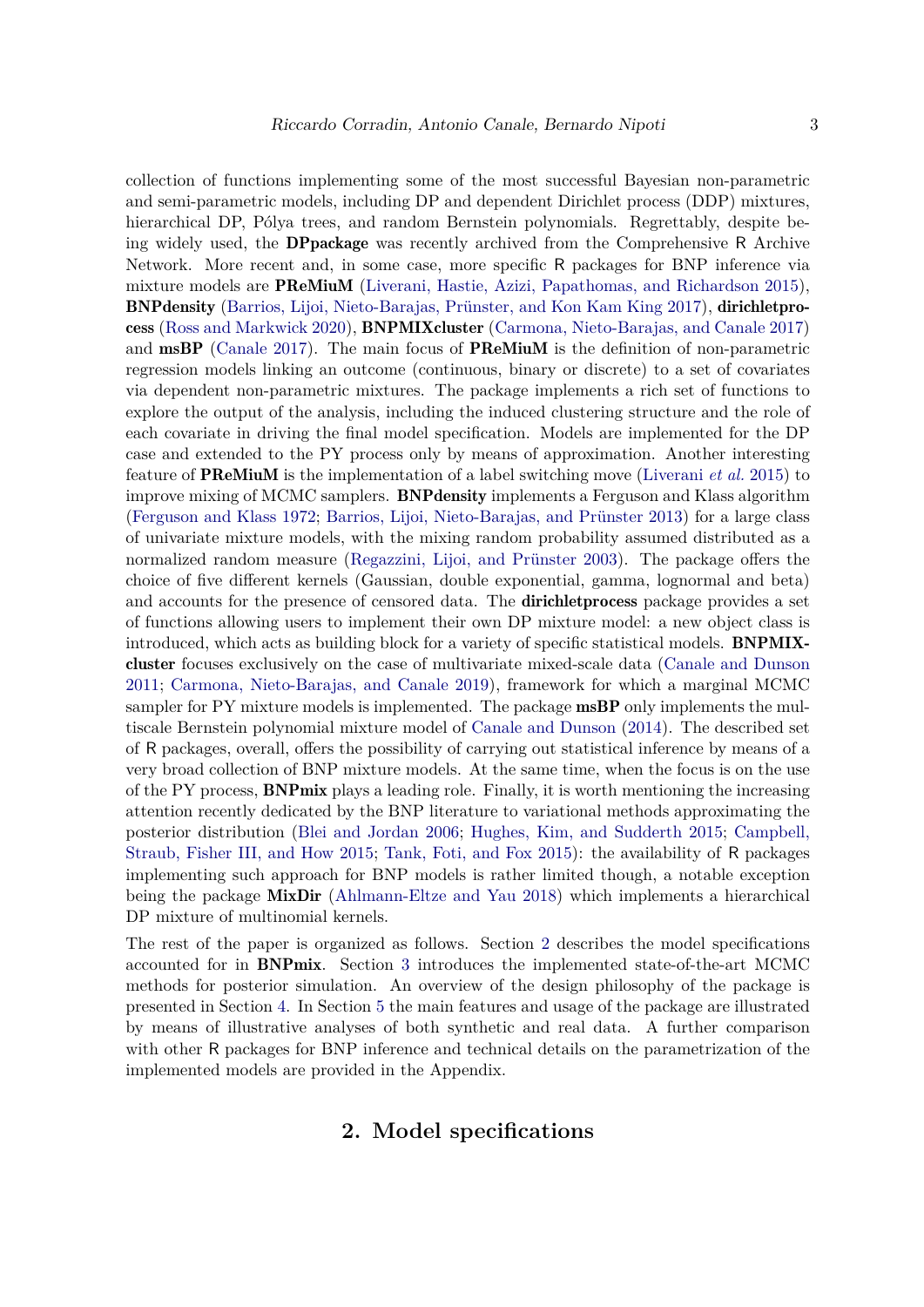collection of functions implementing some of the most successful Bayesian non-parametric and semi-parametric models, including DP and dependent Dirichlet process (DDP) mixtures, hierarchical DP, Pólya trees, and random Bernstein polynomials. Regrettably, despite being widely used, the **DPpackage** was recently archived from the Comprehensive R Archive Network. More recent and, in some case, more specific R packages for BNP inference via mixture models are **PReMiuM** (Liverani, Hastie, Azizi, Papathomas, and Richardson 2015), **BNPdensity** (Barrios, Lijoi, Nieto-Barajas, Prünster, and Kon Kam King 2017), **dirichletprocess** (Ross and Markwick 2020), **BNPMIXcluster** (Carmona, Nieto-Barajas, and Canale 2017) and **msBP** (Canale 2017). The main focus of **PReMiuM** is the definition of non-parametric regression models linking an outcome (continuous, binary or discrete) to a set of covariates via dependent non-parametric mixtures. The package implements a rich set of functions to explore the output of the analysis, including the induced clustering structure and the role of each covariate in driving the final model specification. Models are implemented for the DP case and extended to the PY process only by means of approximation. Another interesting feature of **PReMiuM** is the implementation of a label switching move (Liverani *et al.* 2015) to improve mixing of MCMC samplers. **BNPdensity** implements a Ferguson and Klass algorithm (Ferguson and Klass 1972; Barrios, Lijoi, Nieto-Barajas, and Prünster 2013) for a large class of univariate mixture models, with the mixing random probability assumed distributed as a normalized random measure (Regazzini, Lijoi, and Prünster 2003). The package offers the choice of five different kernels (Gaussian, double exponential, gamma, lognormal and beta) and accounts for the presence of censored data. The **dirichletprocess** package provides a set of functions allowing users to implement their own DP mixture model: a new object class is introduced, which acts as building block for a variety of specific statistical models. **BNPMIXcluster** focuses exclusively on the case of multivariate mixed-scale data (Canale and Dunson 2011; Carmona, Nieto-Barajas, and Canale 2019), framework for which a marginal MCMC sampler for PY mixture models is implemented. The package **msBP** only implements the multiscale Bernstein polynomial mixture model of Canale and Dunson (2014). The described set of R packages, overall, offers the possibility of carrying out statistical inference by means of a very broad collection of BNP mixture models. At the same time, when the focus is on the use of the PY process, **BNPmix** plays a leading role. Finally, it is worth mentioning the increasing attention recently dedicated by the BNP literature to variational methods approximating the posterior distribution (Blei and Jordan 2006; Hughes, Kim, and Sudderth 2015; Campbell, Straub, Fisher III, and How 2015; Tank, Foti, and Fox 2015): the availability of R packages implementing such approach for BNP models is rather limited though, a notable exception being the package **MixDir** (Ahlmann-Eltze and Yau 2018) which implements a hierarchical DP mixture of multinomial kernels.

The rest of the paper is organized as follows. Section 2 describes the model specifications accounted for in **BNPmix**. Section 3 introduces the implemented state-of-the-art MCMC methods for posterior simulation. An overview of the design philosophy of the package is presented in Section 4. In Section 5 the main features and usage of the package are illustrated by means of illustrative analyses of both synthetic and real data. A further comparison with other R packages for BNP inference and technical details on the parametrization of the implemented models are provided in the Appendix.

## 2. Model specifications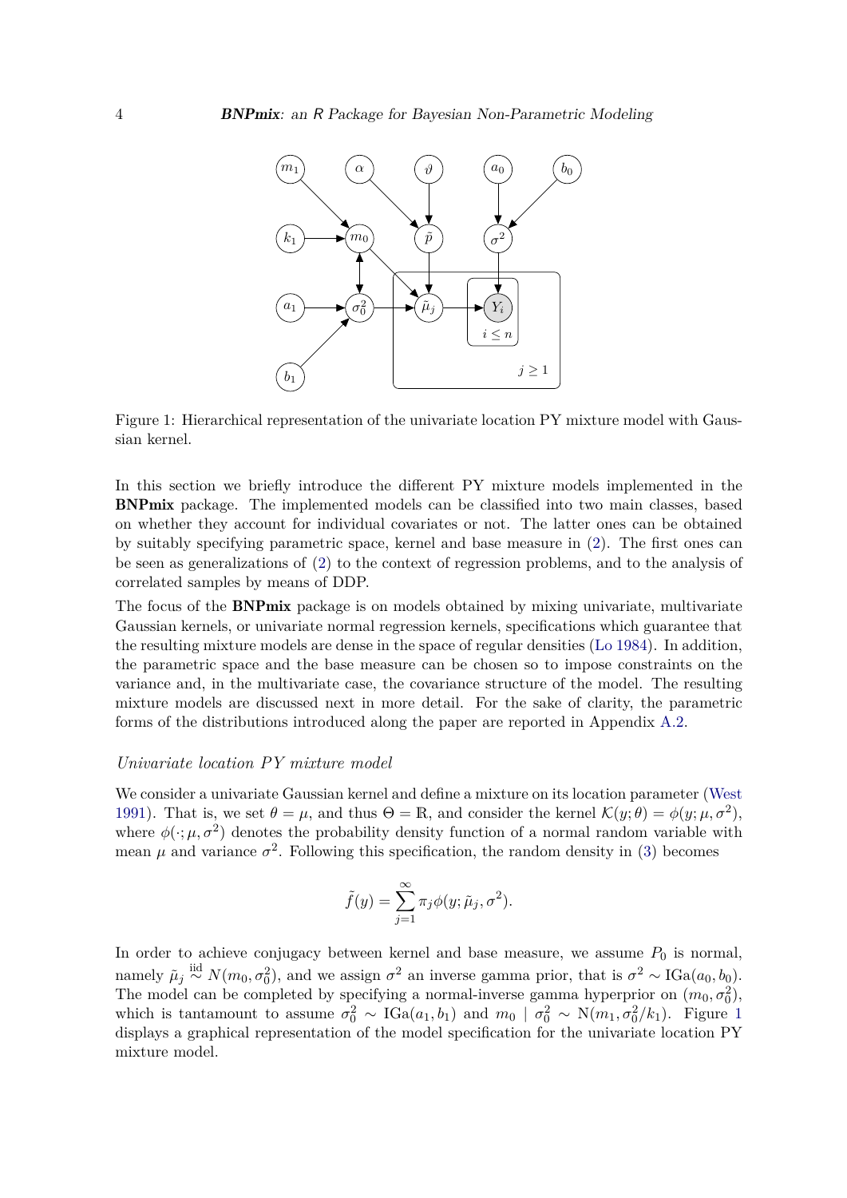Figure 1: Hierarchical representation of the univariate location PY mixture model with Gaussian kernel.

In this section we briefly introduce the different PY mixture models implemented in the **BNPmix** package. The implemented models can be classified into two main classes, based on whether they account for individual covariates or not. The latter ones can be obtained by suitably specifying parametric space, kernel and base measure in (2). The first ones can be seen as generalizations of (2) to the context of regression problems, and to the analysis of correlated samples by means of DDP.

The focus of the **BNPmix** package is on models obtained by mixing univariate, multivariate Gaussian kernels, or univariate normal regression kernels, specifications which guarantee that the resulting mixture models are dense in the space of regular densities (Lo 1984). In addition, the parametric space and the base measure can be chosen so to impose constraints on the variance and, in the multivariate case, the covariance structure of the model. The resulting mixture models are discussed next in more detail. For the sake of clarity, the parametric forms of the distributions introduced along the paper are reported in Appendix A.2.

*Univariate location PY mixture model*

We consider a univariate Gaussian kernel and define a mixture on its location parameter (West 1991). That is, we set $\theta = \mu$, and thus $\Theta = \mathbb{R}$, and consider the kernel $\mathcal{K}(y; \theta) = \phi(y; \mu, \sigma^2)$, where $\phi(\cdot; \mu, \sigma^2)$ denotes the probability density function of a normal random variable with mean $\mu$ and variance $\sigma^2$. Following this specification, the random density in (3) becomes

$$\tilde{f}(y) = \sum_{j=1}^{\infty} \pi_j \phi(y; \tilde{\mu}_j, \sigma^2).$$

In order to achieve conjugacy between kernel and base measure, we assume $P_0$ is normal, namely $\tilde{\mu}_j \overset{\text{iid}}{\sim} N(m_0, \sigma_0^2)$, and we assign $\sigma^2$ an inverse gamma prior, that is $\sigma^2 \sim \text{IGa}(a_0, b_0)$. The model can be completed by specifying a normal-inverse gamma hyperprior on $(m_0, \sigma_0^2)$, which is tantamount to assume $\sigma_0^2 \sim \text{IGa}(a_1, b_1)$ and $m_0 \mid \sigma_0^2 \sim \text{N}(m_1, \sigma_0^2/k_1)$. Figure 1 displays a graphical representation of the model specification for the univariate location PY mixture model.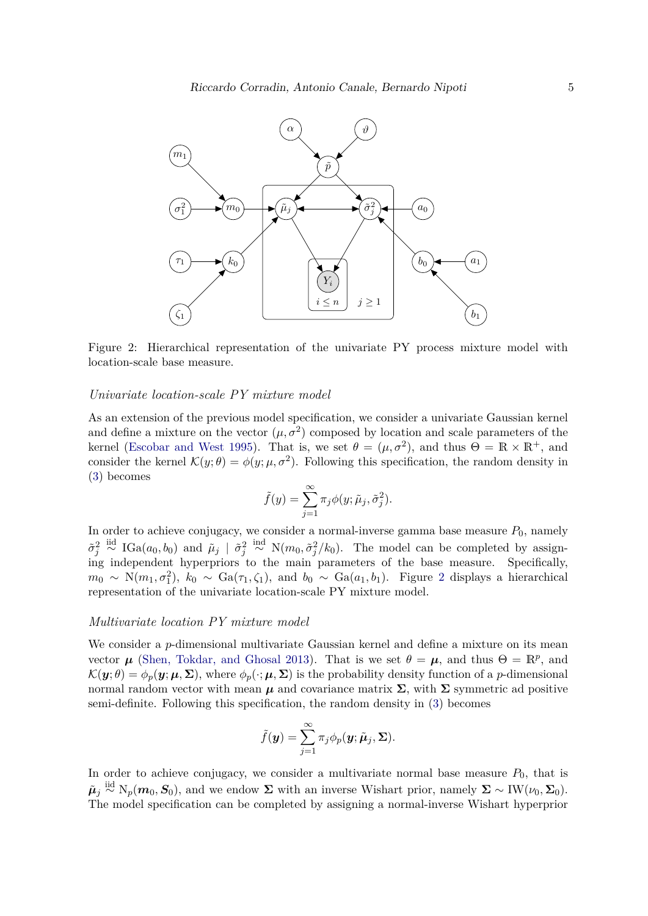Figure 2: Hierarchical representation of the univariate PY process mixture model with location-scale base measure.

*Univariate location-scale PY mixture model*

As an extension of the previous model specification, we consider a univariate Gaussian kernel and define a mixture on the vector $(\mu, \sigma^2)$ composed by location and scale parameters of the kernel (Escobar and West 1995). That is, we set $\theta = (\mu, \sigma^2)$, and thus $\Theta = \mathbb{R} \times \mathbb{R}^+$, and consider the kernel $\mathcal{K}(y; \theta) = \phi(y; \mu, \sigma^2)$. Following this specification, the random density in (3) becomes

$$\tilde{f}(y) = \sum_{j=1}^{\infty} \pi_j \phi(y; \tilde{\mu}_j, \tilde{\sigma}_j^2).$$

In order to achieve conjugacy, we consider a normal-inverse gamma base measure $P_0$, namely $\tilde{\sigma}_j^2 \overset{\text{iid}}{\sim} \text{IGa}(a_0, b_0)$ and $\tilde{\mu}_j \mid \tilde{\sigma}_j^2 \overset{\text{ind}}{\sim} \text{N}(m_0, \tilde{\sigma}_j^2/k_0)$. The model can be completed by assigning independent hyperpriors to the main parameters of the base measure. Specifically, $m_0 \sim \text{N}(m_1, \sigma_1^2)$, $k_0 \sim \text{Ga}(\tau_1, \zeta_1)$, and $b_0 \sim \text{Ga}(a_1, b_1)$. Figure 2 displays a hierarchical representation of the univariate location-scale PY mixture model.

*Multivariate location PY mixture model*

We consider a $p$-dimensional multivariate Gaussian kernel and define a mixture on its mean vector $\boldsymbol{\mu}$ (Shen, Tokdar, and Ghosal 2013). That is we set $\theta = \boldsymbol{\mu}$, and thus $\Theta = \mathbb{R}^p$, and $\mathcal{K}(\boldsymbol{y}; \theta) = \phi_p(\boldsymbol{y}; \boldsymbol{\mu}, \boldsymbol{\Sigma})$, where $\phi_p(\cdot; \boldsymbol{\mu}, \boldsymbol{\Sigma})$ is the probability density function of a $p$-dimensional normal random vector with mean $\boldsymbol{\mu}$ and covariance matrix $\boldsymbol{\Sigma}$, with $\boldsymbol{\Sigma}$ symmetric ad positive semi-definite. Following this specification, the random density in (3) becomes

$$\tilde{f}(\boldsymbol{y}) = \sum_{j=1}^{\infty} \pi_j \phi_p(\boldsymbol{y}; \tilde{\boldsymbol{\mu}}_j, \boldsymbol{\Sigma}).$$

In order to achieve conjugacy, we consider a multivariate normal base measure $P_0$, that is $\tilde{\boldsymbol{\mu}}_j \overset{\text{iid}}{\sim} \text{N}_p(\boldsymbol{m}_0, \boldsymbol{S}_0)$, and we endow $\boldsymbol{\Sigma}$ with an inverse Wishart prior, namely $\boldsymbol{\Sigma} \sim \text{IW}(\nu_0, \boldsymbol{\Sigma}_0)$. The model specification can be completed by assigning a normal-inverse Wishart hyperprior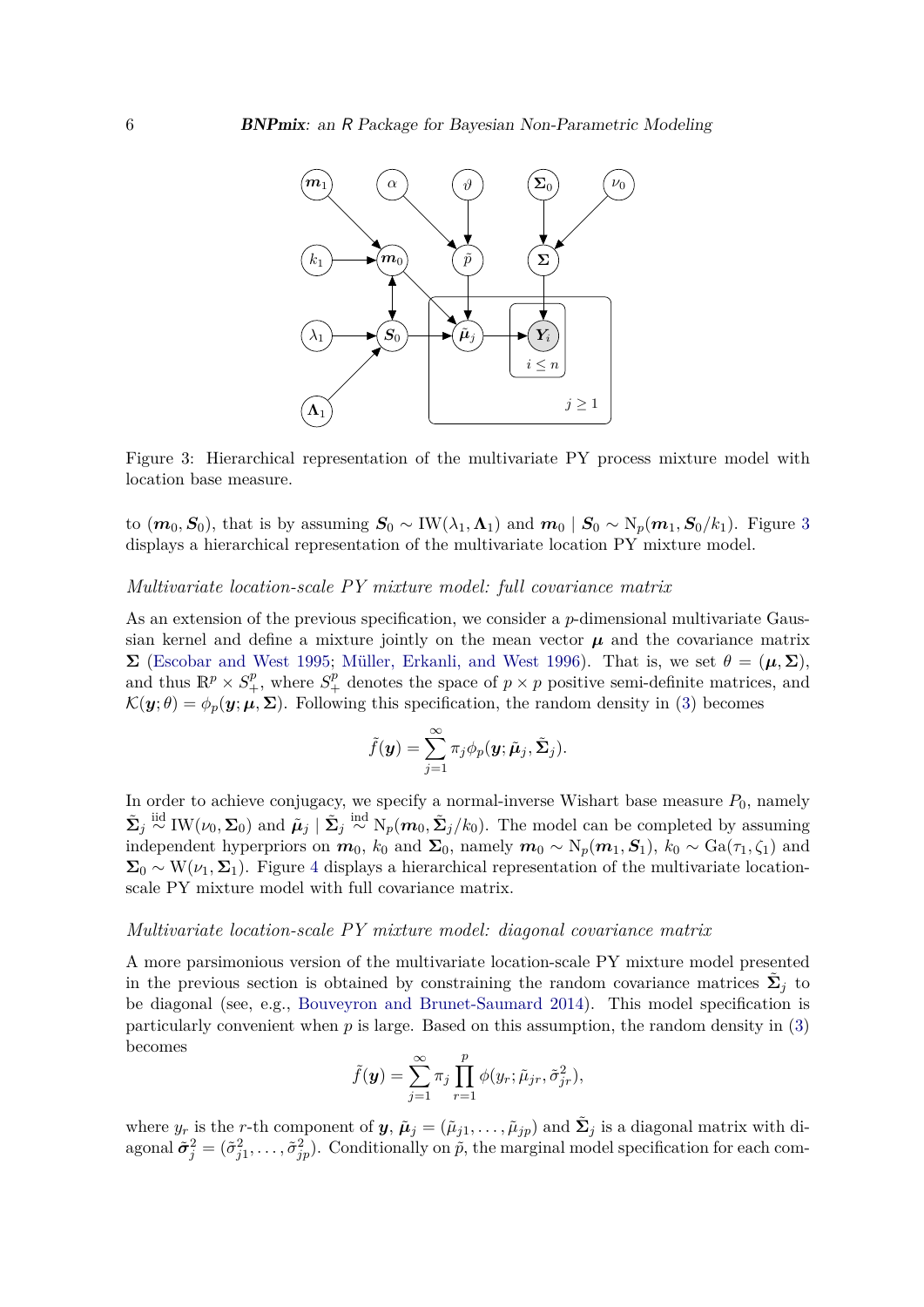Figure 3: Hierarchical representation of the multivariate PY process mixture model with location base measure.

to $(\boldsymbol{m}_0, \boldsymbol{S}_0)$, that is by assuming $\boldsymbol{S}_0 \sim \mathrm{IW}(\lambda_1, \boldsymbol{\Lambda}_1)$ and $\boldsymbol{m}_0 \mid \boldsymbol{S}_0 \sim \mathrm{N}_p(\boldsymbol{m}_1, \boldsymbol{S}_0/k_1)$. Figure 3 displays a hierarchical representation of the multivariate location PY mixture model.

*Multivariate location-scale PY mixture model: full covariance matrix*

As an extension of the previous specification, we consider a $p$-dimensional multivariate Gaussian kernel and define a mixture jointly on the mean vector $\boldsymbol{\mu}$ and the covariance matrix $\boldsymbol{\Sigma}$ (Escobar and West 1995; Müller, Erkanli, and West 1996). That is, we set $\theta = (\boldsymbol{\mu}, \boldsymbol{\Sigma})$, and thus $\mathbb{R}^p \times S_+^p$, where $S_+^p$ denotes the space of $p \times p$ positive semi-definite matrices, and $\mathcal{K}(\boldsymbol{y}; \theta) = \phi_p(\boldsymbol{y}; \boldsymbol{\mu}, \boldsymbol{\Sigma})$. Following this specification, the random density in (3) becomes

$$\tilde{f}(\boldsymbol{y}) = \sum_{j=1}^{\infty} \pi_j \phi_p(\boldsymbol{y}; \tilde{\boldsymbol{\mu}}_j, \tilde{\boldsymbol{\Sigma}}_j).$$

In order to achieve conjugacy, we specify a normal-inverse Wishart base measure $P_0$, namely $\tilde{\boldsymbol{\Sigma}}_j \overset{\text{iid}}{\sim} \mathrm{IW}(\nu_0, \boldsymbol{\Sigma}_0)$ and $\tilde{\boldsymbol{\mu}}_j \mid \tilde{\boldsymbol{\Sigma}}_j \overset{\text{ind}}{\sim} \mathrm{N}_p(\boldsymbol{m}_0, \tilde{\boldsymbol{\Sigma}}_j/k_0)$. The model can be completed by assuming independent hyperpriors on $\boldsymbol{m}_0$, $k_0$ and $\boldsymbol{\Sigma}_0$, namely $\boldsymbol{m}_0 \sim \mathrm{N}_p(\boldsymbol{m}_1, \boldsymbol{S}_1)$, $k_0 \sim \mathrm{Ga}(\tau_1, \zeta_1)$ and $\boldsymbol{\Sigma}_0 \sim \mathrm{W}(\nu_1, \boldsymbol{\Sigma}_1)$. Figure 4 displays a hierarchical representation of the multivariate location-scale PY mixture model with full covariance matrix.

*Multivariate location-scale PY mixture model: diagonal covariance matrix*

A more parsimonious version of the multivariate location-scale PY mixture model presented in the previous section is obtained by constraining the random covariance matrices $\tilde{\boldsymbol{\Sigma}}_j$ to be diagonal (see, e.g., Bouveyron and Brunet-Saumard 2014). This model specification is particularly convenient when $p$ is large. Based on this assumption, the random density in (3) becomes

$$\tilde{f}(\boldsymbol{y}) = \sum_{j=1}^{\infty} \pi_j \prod_{r=1}^{p} \phi(y_r; \tilde{\mu}_{jr}, \tilde{\sigma}_{jr}^2),$$

where $y_r$ is the $r$-th component of $\boldsymbol{y}$, $\tilde{\boldsymbol{\mu}}_j = (\tilde{\mu}_{j1}, \ldots, \tilde{\mu}_{jp})$ and $\tilde{\boldsymbol{\Sigma}}_j$ is a diagonal matrix with diagonal $\tilde{\boldsymbol{\sigma}}_j^2 = (\tilde{\sigma}_{j1}^2, \ldots, \tilde{\sigma}_{jp}^2)$. Conditionally on $\tilde{p}$, the marginal model specification for each com-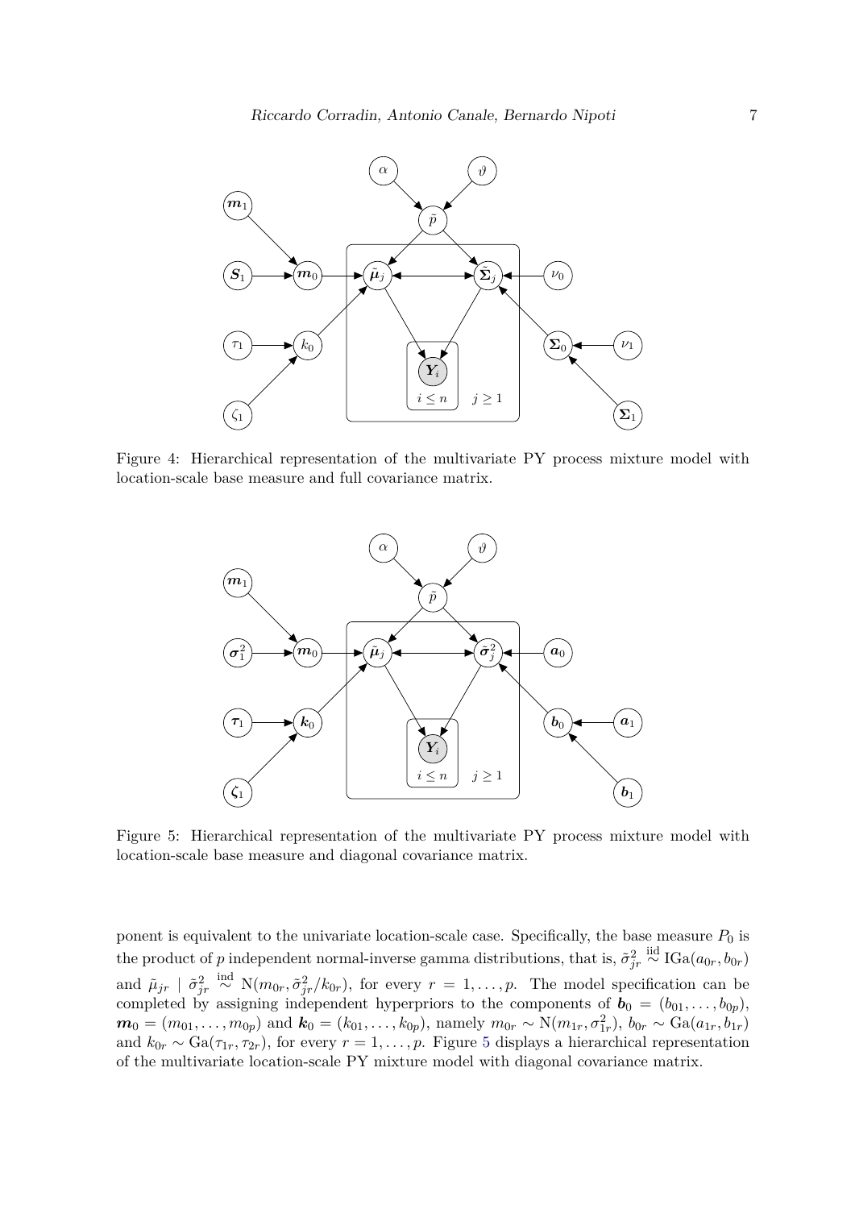Figure 4: Hierarchical representation of the multivariate PY process mixture model with location-scale base measure and full covariance matrix.

Figure 5: Hierarchical representation of the multivariate PY process mixture model with location-scale base measure and diagonal covariance matrix.

ponent is equivalent to the univariate location-scale case. Specifically, the base measure $P_0$ is the product of $p$ independent normal-inverse gamma distributions, that is, $\tilde{\sigma}^2_{jr} \stackrel{\text{iid}}{\sim} \text{IGa}(a_{0r}, b_{0r})$ and $\tilde{\mu}_{jr} \mid \tilde{\sigma}^2_{jr} \stackrel{\text{ind}}{\sim} \text{N}(m_{0r}, \tilde{\sigma}^2_{jr}/k_{0r})$, for every $r = 1, \ldots, p$. The model specification can be completed by assigning independent hyperpriors to the components of $\boldsymbol{b}_0 = (b_{01}, \ldots, b_{0p})$, $\boldsymbol{m}_0 = (m_{01}, \ldots, m_{0p})$ and $\boldsymbol{k}_0 = (k_{01}, \ldots, k_{0p})$, namely $m_{0r} \sim \text{N}(m_{1r}, \sigma^2_{1r})$, $b_{0r} \sim \text{Ga}(a_{1r}, b_{1r})$ and $k_{0r} \sim \text{Ga}(\tau_{1r}, \tau_{2r})$, for every $r = 1, \ldots, p$. Figure 5 displays a hierarchical representation of the multivariate location-scale PY mixture model with diagonal covariance matrix.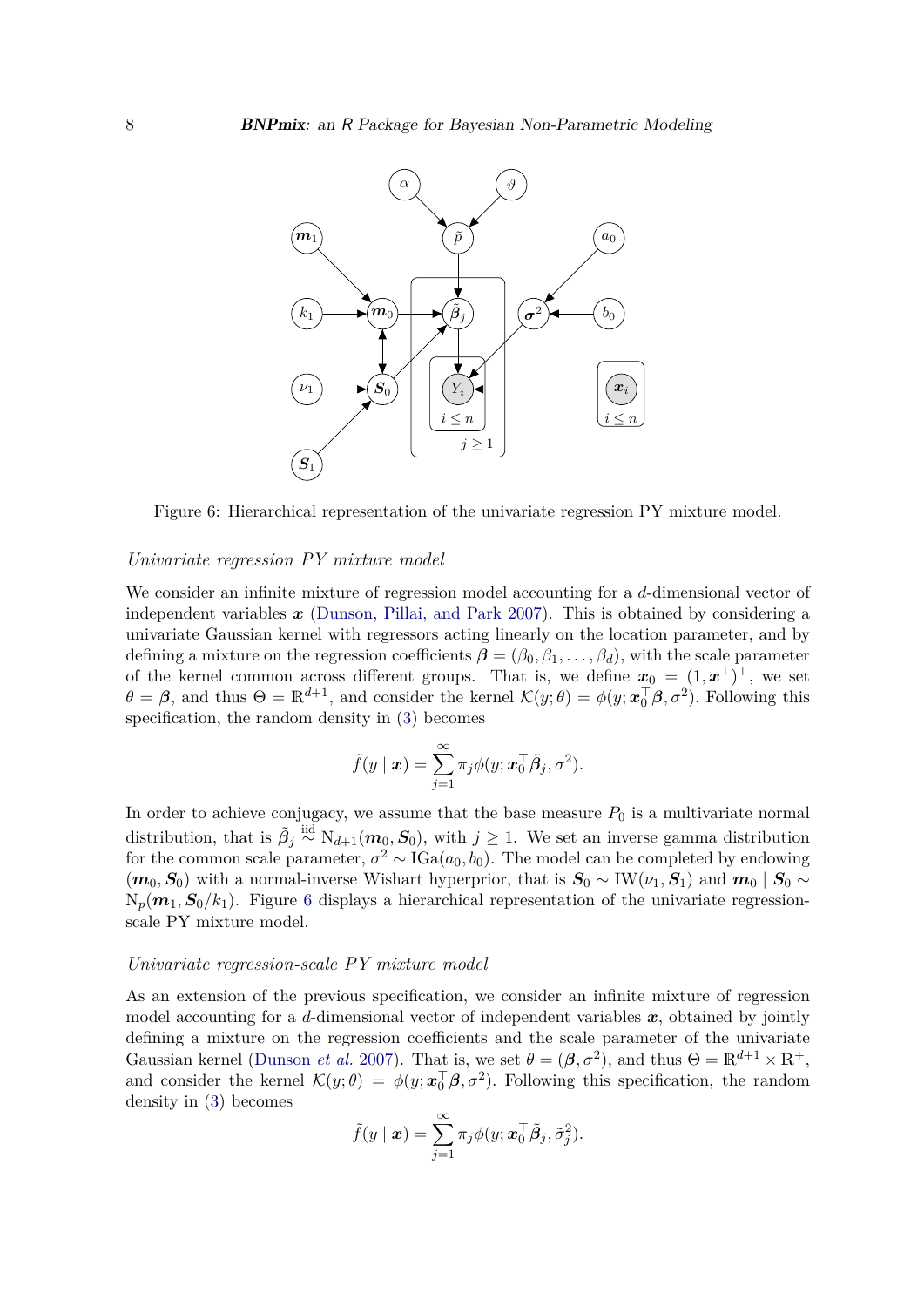Figure 6: Hierarchical representation of the univariate regression PY mixture model.

*Univariate regression PY mixture model*

We consider an infinite mixture of regression model accounting for a $d$-dimensional vector of independent variables $\boldsymbol{x}$ (Dunson, Pillai, and Park 2007). This is obtained by considering a univariate Gaussian kernel with regressors acting linearly on the location parameter, and by defining a mixture on the regression coefficients $\boldsymbol{\beta} = (\beta_0, \beta_1, \dots, \beta_d)$, with the scale parameter of the kernel common across different groups. That is, we define $\boldsymbol{x}_0 = (1, \boldsymbol{x}^\top)^\top$, we set $\theta = \boldsymbol{\beta}$, and thus $\Theta = \mathbb{R}^{d+1}$, and consider the kernel $\mathcal{K}(y;\theta) = \phi(y; \boldsymbol{x}_0^\top \boldsymbol{\beta}, \sigma^2)$. Following this specification, the random density in (3) becomes

$$\tilde{f}(y \mid \boldsymbol{x}) = \sum_{j=1}^{\infty} \pi_j \phi(y; \boldsymbol{x}_0^\top \tilde{\boldsymbol{\beta}}_j, \sigma^2).$$

In order to achieve conjugacy, we assume that the base measure $P_0$ is a multivariate normal distribution, that is $\tilde{\boldsymbol{\beta}}_j \overset{\text{iid}}{\sim} \mathrm{N}_{d+1}(\boldsymbol{m}_0, \boldsymbol{S}_0)$, with $j \geq 1$. We set an inverse gamma distribution for the common scale parameter, $\sigma^2 \sim \mathrm{IGa}(a_0, b_0)$. The model can be completed by endowing $(\boldsymbol{m}_0, \boldsymbol{S}_0)$ with a normal-inverse Wishart hyperprior, that is $\boldsymbol{S}_0 \sim \mathrm{IW}(\nu_1, \boldsymbol{S}_1)$ and $\boldsymbol{m}_0 \mid \boldsymbol{S}_0 \sim \mathrm{N}_p(\boldsymbol{m}_1, \boldsymbol{S}_0/k_1)$. Figure 6 displays a hierarchical representation of the univariate regression-scale PY mixture model.

*Univariate regression-scale PY mixture model*

As an extension of the previous specification, we consider an infinite mixture of regression model accounting for a $d$-dimensional vector of independent variables $\boldsymbol{x}$, obtained by jointly defining a mixture on the regression coefficients and the scale parameter of the univariate Gaussian kernel (Dunson *et al.* 2007). That is, we set $\theta = (\boldsymbol{\beta}, \sigma^2)$, and thus $\Theta = \mathbb{R}^{d+1} \times \mathbb{R}^+$, and consider the kernel $\mathcal{K}(y;\theta) = \phi(y; \boldsymbol{x}_0^\top \boldsymbol{\beta}, \sigma^2)$. Following this specification, the random density in (3) becomes

$$\tilde{f}(y \mid \boldsymbol{x}) = \sum_{j=1}^{\infty} \pi_j \phi(y; \boldsymbol{x}_0^\top \tilde{\boldsymbol{\beta}}_j, \tilde{\sigma}_j^2).$$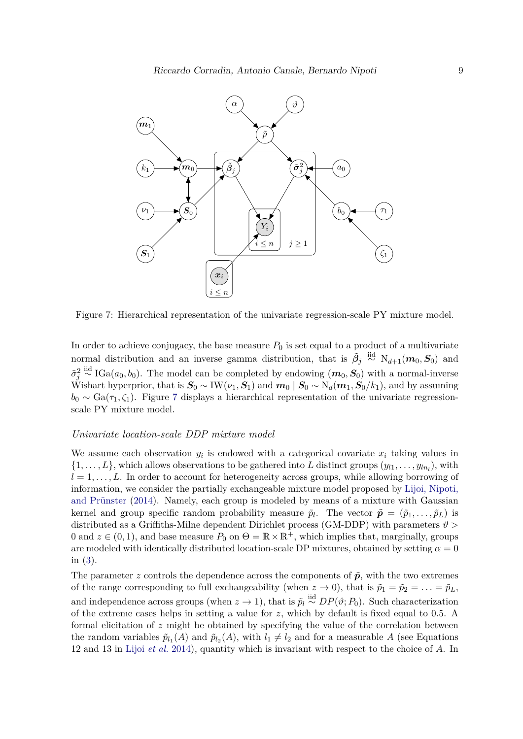Figure 7: Hierarchical representation of the univariate regression-scale PY mixture model.

In order to achieve conjugacy, the base measure $P_0$ is set equal to a product of a multivariate normal distribution and an inverse gamma distribution, that is $\tilde{\boldsymbol{\beta}}_j \overset{\text{iid}}{\sim} \mathrm{N}_{d+1}(\boldsymbol{m}_0, \boldsymbol{S}_0)$ and $\tilde{\sigma}_j^2 \overset{\text{iid}}{\sim} \mathrm{IGa}(a_0, b_0)$. The model can be completed by endowing $(\boldsymbol{m}_0, \boldsymbol{S}_0)$ with a normal-inverse Wishart hyperprior, that is $\boldsymbol{S}_0 \sim \mathrm{IW}(\nu_1, \boldsymbol{S}_1)$ and $\boldsymbol{m}_0 \mid \boldsymbol{S}_0 \sim \mathrm{N}_d(\boldsymbol{m}_1, \boldsymbol{S}_0/k_1)$, and by assuming $b_0 \sim \mathrm{Ga}(\tau_1, \zeta_1)$. Figure 7 displays a hierarchical representation of the univariate regression-scale PY mixture model.

*Univariate location-scale DDP mixture model*

We assume each observation $y_i$ is endowed with a categorical covariate $x_i$ taking values in $\{1, \ldots, L\}$, which allows observations to be gathered into $L$ distinct groups $(y_{l1}, \ldots, y_{ln_l})$, with $l = 1, \ldots, L$. In order to account for heterogeneity across groups, while allowing borrowing of information, we consider the partially exchangeable mixture model proposed by Lijoi, Nipoti, and Prünster (2014). Namely, each group is modeled by means of a mixture with Gaussian kernel and group specific random probability measure $\tilde{p}_l$. The vector $\tilde{\boldsymbol{p}} = (\tilde{p}_1, \ldots, \tilde{p}_L)$ is distributed as a Griffiths-Milne dependent Dirichlet process (GM-DDP) with parameters $\vartheta > 0$ and $z \in (0, 1)$, and base measure $P_0$ on $\Theta = \mathbb{R} \times \mathbb{R}^+$, which implies that, marginally, groups are modeled with identically distributed location-scale DP mixtures, obtained by setting $\alpha = 0$ in (3).

The parameter $z$ controls the dependence across the components of $\tilde{\boldsymbol{p}}$, with the two extremes of the range corresponding to full exchangeability (when $z \to 0$), that is $\tilde{p}_1 = \tilde{p}_2 = \ldots = \tilde{p}_L$, and independence across groups (when $z \to 1$), that is $\tilde{p}_l \overset{\text{iid}}{\sim} DP(\vartheta; P_0)$. Such characterization of the extreme cases helps in setting a value for $z$, which by default is fixed equal to 0.5. A formal elicitation of $z$ might be obtained by specifying the value of the correlation between the random variables $\tilde{p}_{l_1}(A)$ and $\tilde{p}_{l_2}(A)$, with $l_1 \neq l_2$ and for a measurable $A$ (see Equations 12 and 13 in Lijoi *et al.* 2014), quantity which is invariant with respect to the choice of $A$. In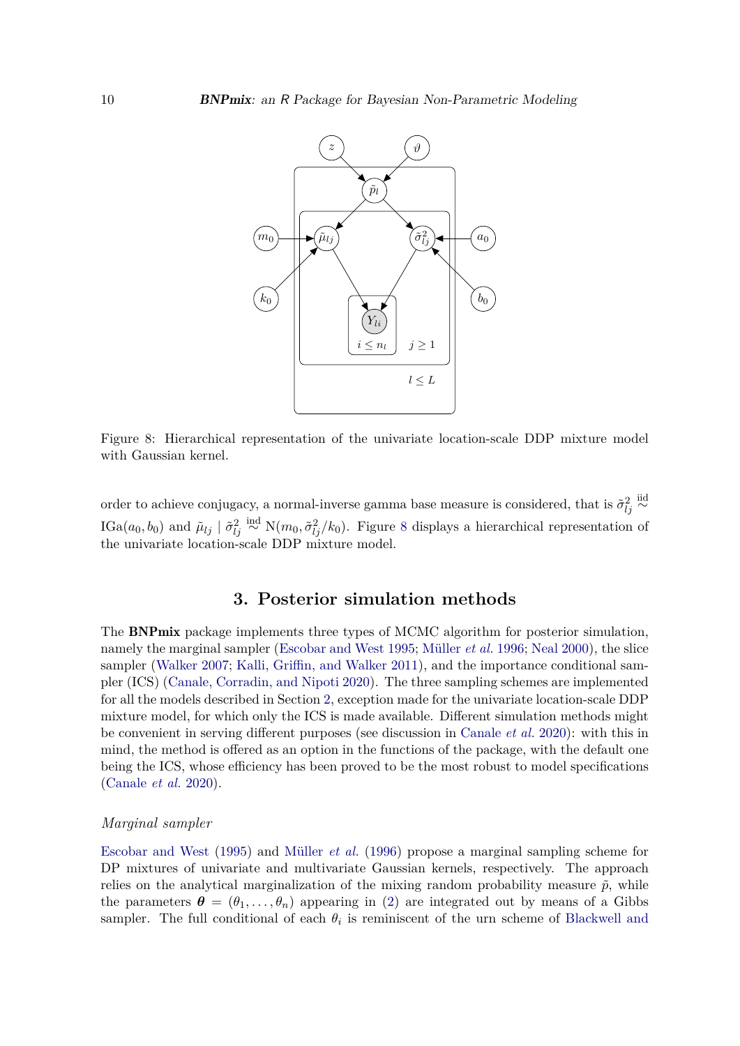Figure 8: Hierarchical representation of the univariate location-scale DDP mixture model with Gaussian kernel.

order to achieve conjugacy, a normal-inverse gamma base measure is considered, that is $\tilde{\sigma}^2_{lj} \overset{\text{iid}}{\sim} \text{IGa}(a_0, b_0)$ and $\tilde{\mu}_{lj} \mid \tilde{\sigma}^2_{lj} \overset{\text{ind}}{\sim} \text{N}(m_0, \tilde{\sigma}^2_{lj}/k_0)$. Figure 8 displays a hierarchical representation of the univariate location-scale DDP mixture model.

## 3. Posterior simulation methods

The **BNPmix** package implements three types of MCMC algorithm for posterior simulation, namely the marginal sampler (Escobar and West 1995; Müller *et al.* 1996; Neal 2000), the slice sampler (Walker 2007; Kalli, Griffin, and Walker 2011), and the importance conditional sampler (ICS) (Canale, Corradin, and Nipoti 2020). The three sampling schemes are implemented for all the models described in Section 2, exception made for the univariate location-scale DDP mixture model, for which only the ICS is made available. Different simulation methods might be convenient in serving different purposes (see discussion in Canale *et al.* 2020): with this in mind, the method is offered as an option in the functions of the package, with the default one being the ICS, whose efficiency has been proved to be the most robust to model specifications (Canale *et al.* 2020).

*Marginal sampler*

Escobar and West (1995) and Müller *et al.* (1996) propose a marginal sampling scheme for DP mixtures of univariate and multivariate Gaussian kernels, respectively. The approach relies on the analytical marginalization of the mixing random probability measure $\tilde{p}$, while the parameters $\boldsymbol{\theta} = (\theta_1, \ldots, \theta_n)$ appearing in (2) are integrated out by means of a Gibbs sampler. The full conditional of each $\theta_i$ is reminiscent of the urn scheme of Blackwell and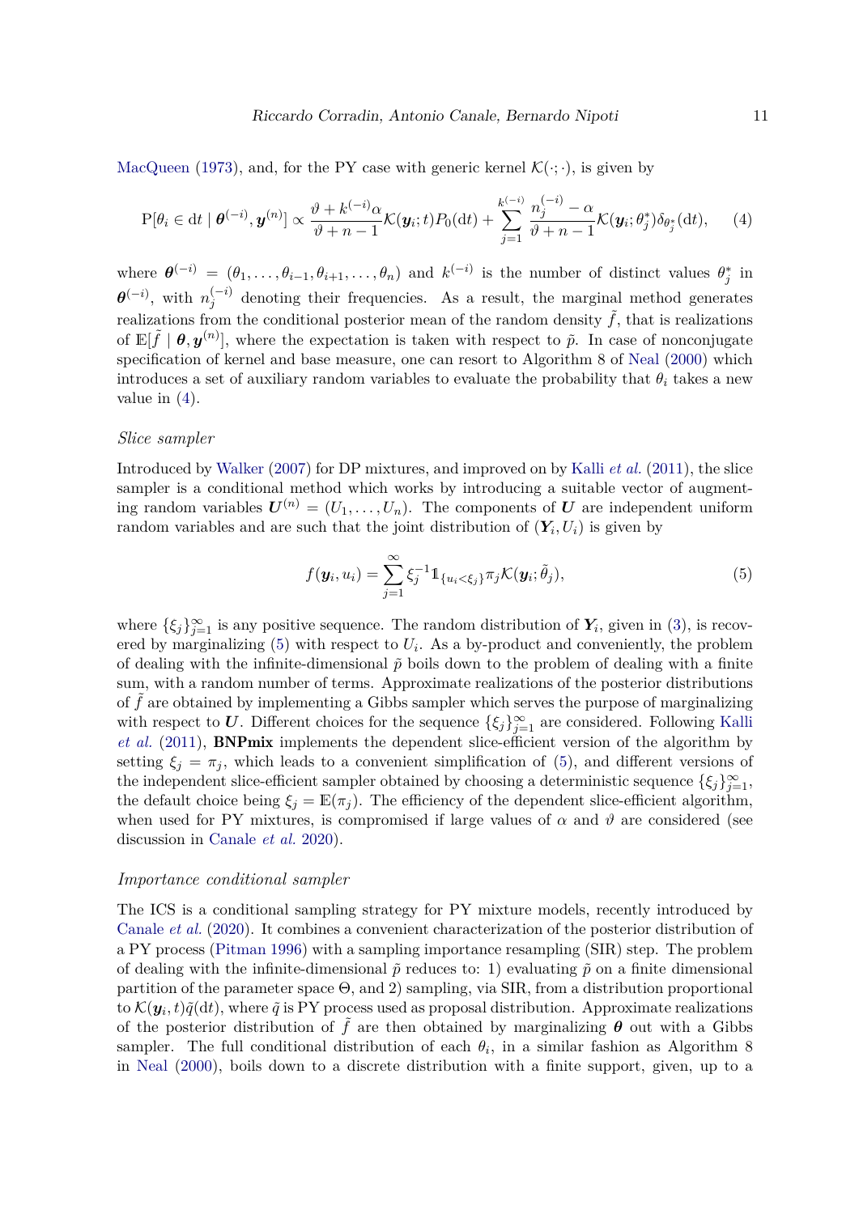MacQueen (1973), and, for the PY case with generic kernel $\mathcal{K}(\cdot;\cdot)$, is given by

$$\mathrm{P}[\theta_i \in \mathrm{d}t \mid \boldsymbol{\theta}^{(-i)}, \boldsymbol{y}^{(n)}] \propto \frac{\vartheta + k^{(-i)}\alpha}{\vartheta + n - 1}\mathcal{K}(\boldsymbol{y}_i; t)P_0(\mathrm{d}t) + \sum_{j=1}^{k^{(-i)}} \frac{n_j^{(-i)} - \alpha}{\vartheta + n - 1}\mathcal{K}(\boldsymbol{y}_i; \theta_j^*)\delta_{\theta_j^*}(\mathrm{d}t), \tag{4}$$

where $\boldsymbol{\theta}^{(-i)} = (\theta_1, \ldots, \theta_{i-1}, \theta_{i+1}, \ldots, \theta_n)$ and $k^{(-i)}$ is the number of distinct values $\theta_j^*$ in $\boldsymbol{\theta}^{(-i)}$, with $n_j^{(-i)}$ denoting their frequencies. As a result, the marginal method generates realizations from the conditional posterior mean of the random density $\tilde{f}$, that is realizations of $\mathbb{E}[\tilde{f} \mid \boldsymbol{\theta}, \boldsymbol{y}^{(n)}]$, where the expectation is taken with respect to $\tilde{p}$. In case of nonconjugate specification of kernel and base measure, one can resort to Algorithm 8 of Neal (2000) which introduces a set of auxiliary random variables to evaluate the probability that $\theta_i$ takes a new value in (4).

### *Slice sampler*

Introduced by Walker (2007) for DP mixtures, and improved on by Kalli *et al.* (2011), the slice sampler is a conditional method which works by introducing a suitable vector of augmenting random variables $\boldsymbol{U}^{(n)} = (U_1, \ldots, U_n)$. The components of $\boldsymbol{U}$ are independent uniform random variables and are such that the joint distribution of $(\boldsymbol{Y}_i, U_i)$ is given by

$$f(\boldsymbol{y}_i, u_i) = \sum_{j=1}^{\infty} \xi_j^{-1} \mathbb{1}_{\{u_i < \xi_j\}} \pi_j \mathcal{K}(\boldsymbol{y}_i; \tilde{\theta}_j), \tag{5}$$

where $\{\xi_j\}_{j=1}^{\infty}$ is any positive sequence. The random distribution of $\boldsymbol{Y}_i$, given in (3), is recovered by marginalizing (5) with respect to $U_i$. As a by-product and conveniently, the problem of dealing with the infinite-dimensional $\tilde{p}$ boils down to the problem of dealing with a finite sum, with a random number of terms. Approximate realizations of the posterior distributions of $\tilde{f}$ are obtained by implementing a Gibbs sampler which serves the purpose of marginalizing with respect to $\boldsymbol{U}$. Different choices for the sequence $\{\xi_j\}_{j=1}^{\infty}$ are considered. Following Kalli *et al.* (2011), **BNPmix** implements the dependent slice-efficient version of the algorithm by setting $\xi_j = \pi_j$, which leads to a convenient simplification of (5), and different versions of the independent slice-efficient sampler obtained by choosing a deterministic sequence $\{\xi_j\}_{j=1}^{\infty}$, the default choice being $\xi_j = \mathbb{E}(\pi_j)$. The efficiency of the dependent slice-efficient algorithm, when used for PY mixtures, is compromised if large values of $\alpha$ and $\vartheta$ are considered (see discussion in Canale *et al.* 2020).

### *Importance conditional sampler*

The ICS is a conditional sampling strategy for PY mixture models, recently introduced by Canale *et al.* (2020). It combines a convenient characterization of the posterior distribution of a PY process (Pitman 1996) with a sampling importance resampling (SIR) step. The problem of dealing with the infinite-dimensional $\tilde{p}$ reduces to: 1) evaluating $\tilde{p}$ on a finite dimensional partition of the parameter space $\Theta$, and 2) sampling, via SIR, from a distribution proportional to $\mathcal{K}(\boldsymbol{y}_i, t)\tilde{q}(\mathrm{d}t)$, where $\tilde{q}$ is PY process used as proposal distribution. Approximate realizations of the posterior distribution of $\tilde{f}$ are then obtained by marginalizing $\boldsymbol{\theta}$ out with a Gibbs sampler. The full conditional distribution of each $\theta_i$, in a similar fashion as Algorithm 8 in Neal (2000), boils down to a discrete distribution with a finite support, given, up to a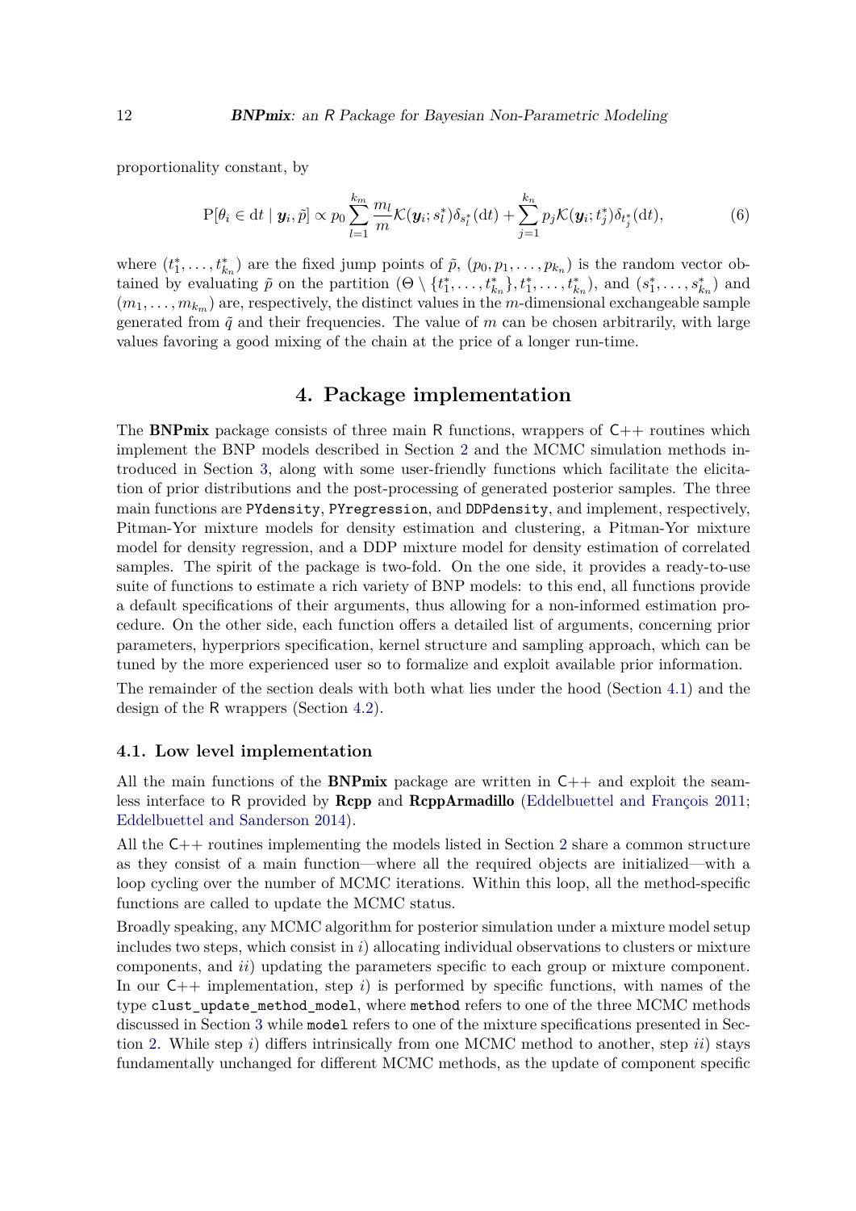proportionality constant, by

$$\mathrm{P}[\theta_i \in \mathrm{d}t \mid \boldsymbol{y}_i, \tilde{p}] \propto p_0 \sum_{l=1}^{k_m} \frac{m_l}{m} \mathcal{K}(\boldsymbol{y}_i; s_l^*) \delta_{s_l^*}(\mathrm{d}t) + \sum_{j=1}^{k_n} p_j \mathcal{K}(\boldsymbol{y}_i; t_j^*) \delta_{t_j^*}(\mathrm{d}t), \tag{6}$$

where $(t_1^*, \ldots, t_{k_n}^*)$ are the fixed jump points of $\tilde{p}$, $(p_0, p_1, \ldots, p_{k_n})$ is the random vector obtained by evaluating $\tilde{p}$ on the partition $(\Theta \setminus \{t_1^*, \ldots, t_{k_n}^*\}, t_1^*, \ldots, t_{k_n}^*)$, and $(s_1^*, \ldots, s_{k_n}^*)$ and $(m_1, \ldots, m_{k_m})$ are, respectively, the distinct values in the $m$-dimensional exchangeable sample generated from $\tilde{q}$ and their frequencies. The value of $m$ can be chosen arbitrarily, with large values favoring a good mixing of the chain at the price of a longer run-time.

# 4. Package implementation

The **BNPmix** package consists of three main R functions, wrappers of C++ routines which implement the BNP models described in Section 2 and the MCMC simulation methods introduced in Section 3, along with some user-friendly functions which facilitate the elicitation of prior distributions and the post-processing of generated posterior samples. The three main functions are `PYdensity`, `PYregression`, and `DDPdensity`, and implement, respectively, Pitman-Yor mixture models for density estimation and clustering, a Pitman-Yor mixture model for density regression, and a DDP mixture model for density estimation of correlated samples. The spirit of the package is two-fold. On the one side, it provides a ready-to-use suite of functions to estimate a rich variety of BNP models: to this end, all functions provide a default specifications of their arguments, thus allowing for a non-informed estimation procedure. On the other side, each function offers a detailed list of arguments, concerning prior parameters, hyperpriors specification, kernel structure and sampling approach, which can be tuned by the more experienced user so to formalize and exploit available prior information.

The remainder of the section deals with both what lies under the hood (Section 4.1) and the design of the R wrappers (Section 4.2).

## 4.1. Low level implementation

All the main functions of the **BNPmix** package are written in C++ and exploit the seamless interface to R provided by **Rcpp** and **RcppArmadillo** (Eddelbuettel and François 2011; Eddelbuettel and Sanderson 2014).

All the C++ routines implementing the models listed in Section 2 share a common structure as they consist of a main function—where all the required objects are initialized—with a loop cycling over the number of MCMC iterations. Within this loop, all the method-specific functions are called to update the MCMC status.

Broadly speaking, any MCMC algorithm for posterior simulation under a mixture model setup includes two steps, which consist in *i*) allocating individual observations to clusters or mixture components, and *ii*) updating the parameters specific to each group or mixture component. In our C++ implementation, step *i*) is performed by specific functions, with names of the type `clust_update_method_model`, where `method` refers to one of the three MCMC methods discussed in Section 3 while `model` refers to one of the mixture specifications presented in Section 2. While step *i*) differs intrinsically from one MCMC method to another, step *ii*) stays fundamentally unchanged for different MCMC methods, as the update of component specific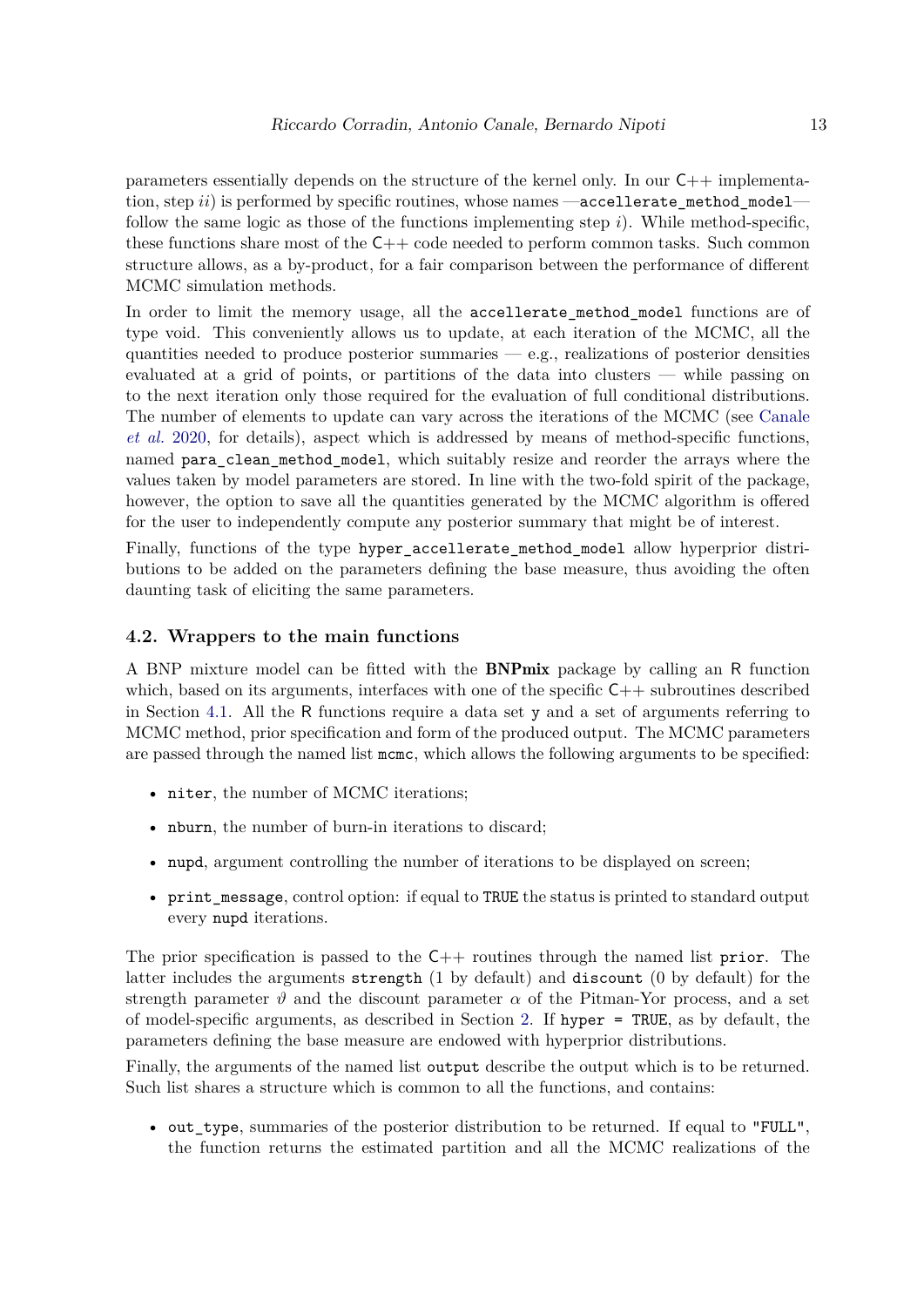parameters essentially depends on the structure of the kernel only. In our C++ implementation, step *ii*) is performed by specific routines, whose names —`accellerate_method_model`— follow the same logic as those of the functions implementing step *i*). While method-specific, these functions share most of the C++ code needed to perform common tasks. Such common structure allows, as a by-product, for a fair comparison between the performance of different MCMC simulation methods.

In order to limit the memory usage, all the `accellerate_method_model` functions are of type void. This conveniently allows us to update, at each iteration of the MCMC, all the quantities needed to produce posterior summaries — e.g., realizations of posterior densities evaluated at a grid of points, or partitions of the data into clusters — while passing on to the next iteration only those required for the evaluation of full conditional distributions. The number of elements to update can vary across the iterations of the MCMC (see Canale *et al.* 2020, for details), aspect which is addressed by means of method-specific functions, named `para_clean_method_model`, which suitably resize and reorder the arrays where the values taken by model parameters are stored. In line with the two-fold spirit of the package, however, the option to save all the quantities generated by the MCMC algorithm is offered for the user to independently compute any posterior summary that might be of interest.

Finally, functions of the type `hyper_accellerate_method_model` allow hyperprior distributions to be added on the parameters defining the base measure, thus avoiding the often daunting task of eliciting the same parameters.

### 4.2. Wrappers to the main functions

A BNP mixture model can be fitted with the **BNPmix** package by calling an R function which, based on its arguments, interfaces with one of the specific C++ subroutines described in Section 4.1. All the R functions require a data set `y` and a set of arguments referring to MCMC method, prior specification and form of the produced output. The MCMC parameters are passed through the named list `mcmc`, which allows the following arguments to be specified:

- `niter`, the number of MCMC iterations;
- `nburn`, the number of burn-in iterations to discard;
- `nupd`, argument controlling the number of iterations to be displayed on screen;
- `print_message`, control option: if equal to `TRUE` the status is printed to standard output every `nupd` iterations.

The prior specification is passed to the C++ routines through the named list `prior`. The latter includes the arguments `strength` (1 by default) and `discount` (0 by default) for the strength parameter $\vartheta$ and the discount parameter $\alpha$ of the Pitman-Yor process, and a set of model-specific arguments, as described in Section 2. If `hyper = TRUE`, as by default, the parameters defining the base measure are endowed with hyperprior distributions.

Finally, the arguments of the named list `output` describe the output which is to be returned. Such list shares a structure which is common to all the functions, and contains:

- `out_type`, summaries of the posterior distribution to be returned. If equal to `"FULL"`, the function returns the estimated partition and all the MCMC realizations of the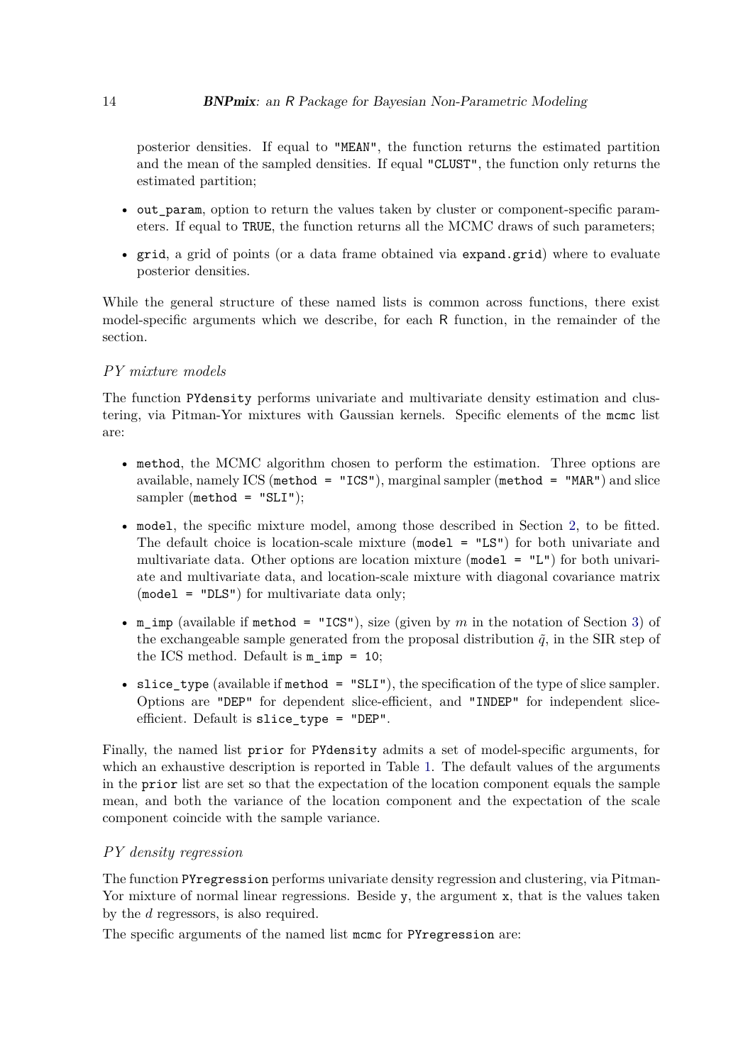posterior densities. If equal to "MEAN", the function returns the estimated partition and the mean of the sampled densities. If equal "CLUST", the function only returns the estimated partition;

- out_param, option to return the values taken by cluster or component-specific parameters. If equal to TRUE, the function returns all the MCMC draws of such parameters;
- grid, a grid of points (or a data frame obtained via expand.grid) where to evaluate posterior densities.

While the general structure of these named lists is common across functions, there exist model-specific arguments which we describe, for each R function, in the remainder of the section.

*PY mixture models*

The function PYdensity performs univariate and multivariate density estimation and clustering, via Pitman-Yor mixtures with Gaussian kernels. Specific elements of the mcmc list are:

- method, the MCMC algorithm chosen to perform the estimation. Three options are available, namely ICS (method = "ICS"), marginal sampler (method = "MAR") and slice sampler (method = "SLI");
- model, the specific mixture model, among those described in Section 2, to be fitted. The default choice is location-scale mixture (model = "LS") for both univariate and multivariate data. Other options are location mixture (model = "L") for both univariate and multivariate data, and location-scale mixture with diagonal covariance matrix (model = "DLS") for multivariate data only;
- m_imp (available if method = "ICS"), size (given by $m$ in the notation of Section 3) of the exchangeable sample generated from the proposal distribution $\tilde{q}$, in the SIR step of the ICS method. Default is m_imp = 10;
- slice_type (available if method = "SLI"), the specification of the type of slice sampler. Options are "DEP" for dependent slice-efficient, and "INDEP" for independent slice-efficient. Default is slice_type = "DEP".

Finally, the named list prior for PYdensity admits a set of model-specific arguments, for which an exhaustive description is reported in Table 1. The default values of the arguments in the prior list are set so that the expectation of the location component equals the sample mean, and both the variance of the location component and the expectation of the scale component coincide with the sample variance.

*PY density regression*

The function PYregression performs univariate density regression and clustering, via Pitman-Yor mixture of normal linear regressions. Beside y, the argument x, that is the values taken by the $d$ regressors, is also required.

The specific arguments of the named list mcmc for PYregression are: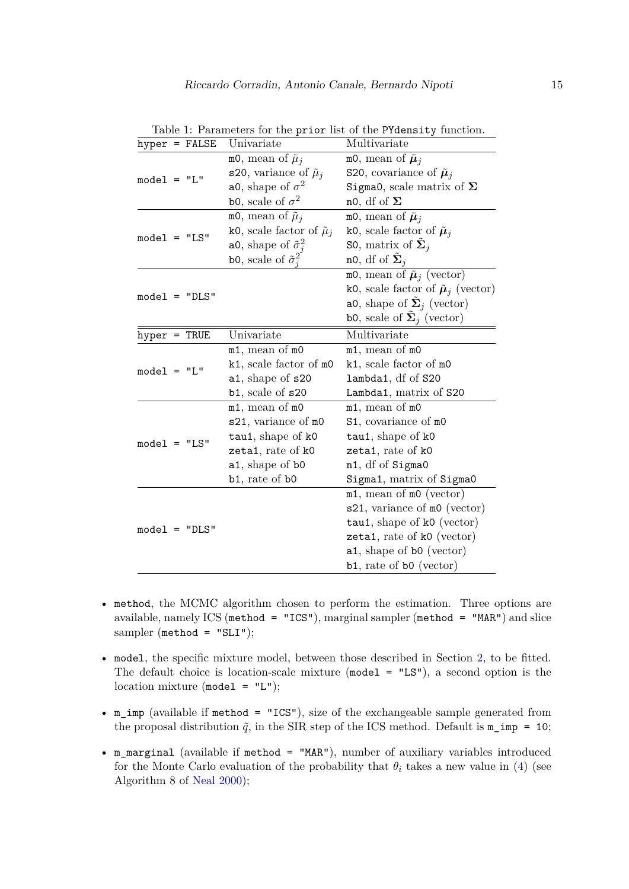Table 1: Parameters for the `prior` list of the `PYdensity` function.

| `hyper = FALSE` | Univariate | Multivariate |
|---|---|---|
| `model = "L"` | `m0`, mean of $\tilde{\mu}_j$ | `m0`, mean of $\tilde{\boldsymbol{\mu}}_j$ |
| | `s20`, variance of $\tilde{\mu}_j$ | `S20`, covariance of $\tilde{\boldsymbol{\mu}}_j$ |
| | `a0`, shape of $\sigma^2$ | `Sigma0`, scale matrix of $\boldsymbol{\Sigma}$ |
| | `b0`, scale of $\sigma^2$ | `n0`, df of $\boldsymbol{\Sigma}$ |
| `model = "LS"` | `m0`, mean of $\tilde{\mu}_j$ | `m0`, mean of $\tilde{\boldsymbol{\mu}}_j$ |
| | `k0`, scale factor of $\tilde{\mu}_j$ | `k0`, scale factor of $\tilde{\boldsymbol{\mu}}_j$ |
| | `a0`, shape of $\tilde{\sigma}^2_j$ | `S0`, matrix of $\tilde{\boldsymbol{\Sigma}}_j$ |
| | `b0`, scale of $\tilde{\sigma}^2_j$ | `n0`, df of $\tilde{\boldsymbol{\Sigma}}_j$ |
| `model = "DLS"` | | `m0`, mean of $\tilde{\boldsymbol{\mu}}_j$ (vector) |
| | | `k0`, scale factor of $\tilde{\boldsymbol{\mu}}_j$ (vector) |
| | | `a0`, shape of $\tilde{\boldsymbol{\Sigma}}_j$ (vector) |
| | | `b0`, scale of $\tilde{\boldsymbol{\Sigma}}_j$ (vector) |
| **`hyper = TRUE`** | **Univariate** | **Multivariate** |
| `model = "L"` | `m1`, mean of `m0` | `m1`, mean of `m0` |
| | `k1`, scale factor of `m0` | `k1`, scale factor of `m0` |
| | `a1`, shape of `s20` | `lambda1`, df of `S20` |
| | `b1`, scale of `s20` | `Lambda1`, matrix of `S20` |
| `model = "LS"` | `m1`, mean of `m0` | `m1`, mean of `m0` |
| | `s21`, variance of `m0` | `S1`, covariance of `m0` |
| | `tau1`, shape of `k0` | `tau1`, shape of `k0` |
| | `zeta1`, rate of `k0` | `zeta1`, rate of `k0` |
| | `a1`, shape of `b0` | `n1`, df of `Sigma0` |
| | `b1`, rate of `b0` | `Sigma1`, matrix of `Sigma0` |
| `model = "DLS"` | | `m1`, mean of `m0` (vector) |
| | | `s21`, variance of `m0` (vector) |
| | | `tau1`, shape of `k0` (vector) |
| | | `zeta1`, rate of `k0` (vector) |
| | | `a1`, shape of `b0` (vector) |
| | | `b1`, rate of `b0` (vector) |

- `method`, the MCMC algorithm chosen to perform the estimation. Three options are available, namely ICS (`method = "ICS"`), marginal sampler (`method = "MAR"`) and slice sampler (`method = "SLI"`);
- `model`, the specific mixture model, between those described in Section 2, to be fitted. The default choice is location-scale mixture (`model = "LS"`), a second option is the location mixture (`model = "L"`);
- `m_imp` (available if `method = "ICS"`), size of the exchangeable sample generated from the proposal distribution $\tilde{q}$, in the SIR step of the ICS method. Default is `m_imp = 10`;
- `m_marginal` (available if `method = "MAR"`), number of auxiliary variables introduced for the Monte Carlo evaluation of the probability that $\theta_i$ takes a new value in (4) (see Algorithm 8 of Neal 2000);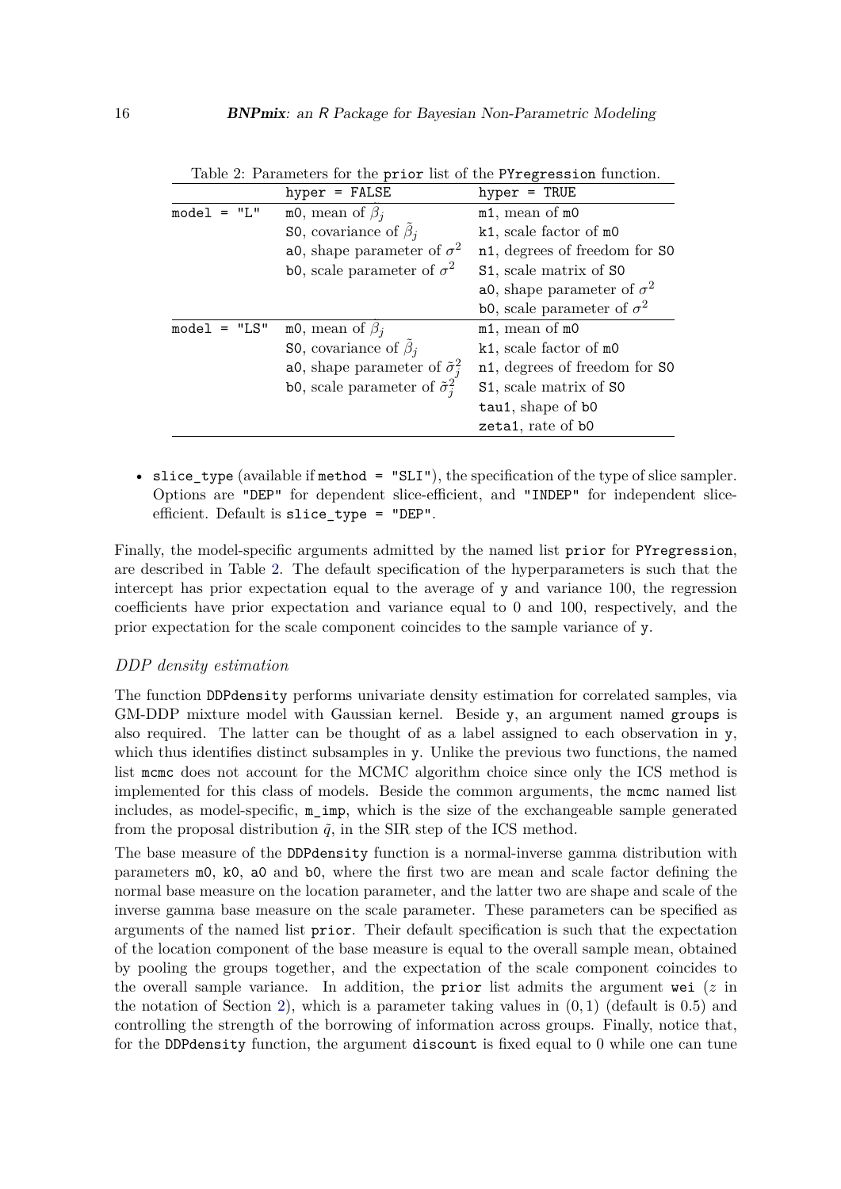Table 2: Parameters for the `prior` list of the `PYregression` function.

| | `hyper = FALSE` | `hyper = TRUE` |
|---|---|---|
| `model = "L"` | `m0`, mean of $\tilde{\beta}_j$ | `m1`, mean of `m0` |
| | `S0`, covariance of $\tilde{\beta}_j$ | `k1`, scale factor of `m0` |
| | `a0`, shape parameter of $\sigma^2$ | `n1`, degrees of freedom for `S0` |
| | `b0`, scale parameter of $\sigma^2$ | `S1`, scale matrix of `S0` |
| | | `a0`, shape parameter of $\sigma^2$ |
| | | `b0`, scale parameter of $\sigma^2$ |
| `model = "LS"` | `m0`, mean of $\tilde{\beta}_j$ | `m1`, mean of `m0` |
| | `S0`, covariance of $\tilde{\beta}_j$ | `k1`, scale factor of `m0` |
| | `a0`, shape parameter of $\tilde{\sigma}_j^2$ | `n1`, degrees of freedom for `S0` |
| | `b0`, scale parameter of $\tilde{\sigma}_j^2$ | `S1`, scale matrix of `S0` |
| | | `tau1`, shape of `b0` |
| | | `zeta1`, rate of `b0` |

- `slice_type` (available if `method = "SLI"`), the specification of the type of slice sampler. Options are `"DEP"` for dependent slice-efficient, and `"INDEP"` for independent slice-efficient. Default is `slice_type = "DEP"`.

Finally, the model-specific arguments admitted by the named list `prior` for `PYregression`, are described in Table 2. The default specification of the hyperparameters is such that the intercept has prior expectation equal to the average of `y` and variance 100, the regression coefficients have prior expectation and variance equal to 0 and 100, respectively, and the prior expectation for the scale component coincides to the sample variance of `y`.

### *DDP density estimation*

The function `DDPdensity` performs univariate density estimation for correlated samples, via GM-DDP mixture model with Gaussian kernel. Beside `y`, an argument named `groups` is also required. The latter can be thought of as a label assigned to each observation in `y`, which thus identifies distinct subsamples in `y`. Unlike the previous two functions, the named list `mcmc` does not account for the MCMC algorithm choice since only the ICS method is implemented for this class of models. Beside the common arguments, the `mcmc` named list includes, as model-specific, `m_imp`, which is the size of the exchangeable sample generated from the proposal distribution $\tilde{q}$, in the SIR step of the ICS method.

The base measure of the `DDPdensity` function is a normal-inverse gamma distribution with parameters `m0`, `k0`, `a0` and `b0`, where the first two are mean and scale factor defining the normal base measure on the location parameter, and the latter two are shape and scale of the inverse gamma base measure on the scale parameter. These parameters can be specified as arguments of the named list `prior`. Their default specification is such that the expectation of the location component of the base measure is equal to the overall sample mean, obtained by pooling the groups together, and the expectation of the scale component coincides to the overall sample variance. In addition, the `prior` list admits the argument `wei` ($z$ in the notation of Section 2), which is a parameter taking values in $(0, 1)$ (default is 0.5) and controlling the strength of the borrowing of information across groups. Finally, notice that, for the `DDPdensity` function, the argument `discount` is fixed equal to 0 while one can tune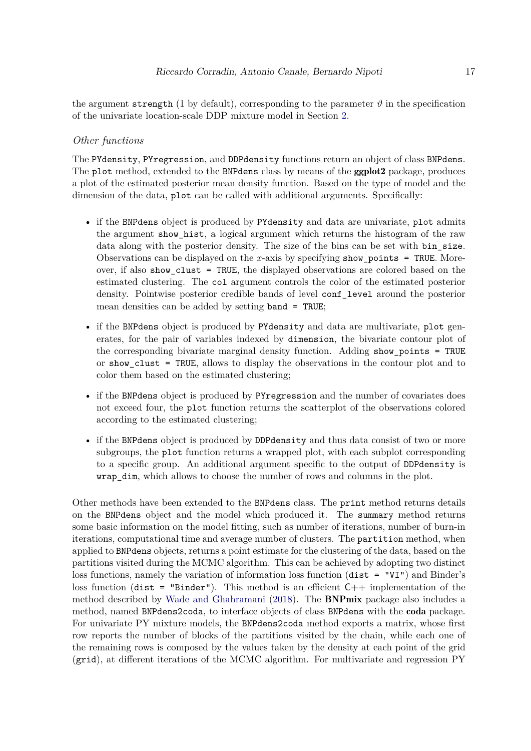the argument `strength` (1 by default), corresponding to the parameter $\vartheta$ in the specification of the univariate location-scale DDP mixture model in Section 2.

*Other functions*

The `PYdensity`, `PYregression`, and `DDPdensity` functions return an object of class `BNPdens`. The `plot` method, extended to the `BNPdens` class by means of the **ggplot2** package, produces a plot of the estimated posterior mean density function. Based on the type of model and the dimension of the data, `plot` can be called with additional arguments. Specifically:

- if the `BNPdens` object is produced by `PYdensity` and data are univariate, `plot` admits the argument `show_hist`, a logical argument which returns the histogram of the raw data along with the posterior density. The size of the bins can be set with `bin_size`. Observations can be displayed on the $x$-axis by specifying `show_points = TRUE`. Moreover, if also `show_clust = TRUE`, the displayed observations are colored based on the estimated clustering. The `col` argument controls the color of the estimated posterior density. Pointwise posterior credible bands of level `conf_level` around the posterior mean densities can be added by setting `band = TRUE`;
- if the `BNPdens` object is produced by `PYdensity` and data are multivariate, `plot` generates, for the pair of variables indexed by `dimension`, the bivariate contour plot of the corresponding bivariate marginal density function. Adding `show_points = TRUE` or `show_clust = TRUE`, allows to display the observations in the contour plot and to color them based on the estimated clustering;
- if the `BNPdens` object is produced by `PYregression` and the number of covariates does not exceed four, the `plot` function returns the scatterplot of the observations colored according to the estimated clustering;
- if the `BNPdens` object is produced by `DDPdensity` and thus data consist of two or more subgroups, the `plot` function returns a wrapped plot, with each subplot corresponding to a specific group. An additional argument specific to the output of `DDPdensity` is `wrap_dim`, which allows to choose the number of rows and columns in the plot.

Other methods have been extended to the `BNPdens` class. The `print` method returns details on the `BNPdens` object and the model which produced it. The `summary` method returns some basic information on the model fitting, such as number of iterations, number of burn-in iterations, computational time and average number of clusters. The `partition` method, when applied to `BNPdens` objects, returns a point estimate for the clustering of the data, based on the partitions visited during the MCMC algorithm. This can be achieved by adopting two distinct loss functions, namely the variation of information loss function (`dist = "VI"`) and Binder's loss function (`dist = "Binder"`). This method is an efficient C++ implementation of the method described by Wade and Ghahramani (2018). The **BNPmix** package also includes a method, named `BNPdens2coda`, to interface objects of class `BNPdens` with the **coda** package. For univariate PY mixture models, the `BNPdens2coda` method exports a matrix, whose first row reports the number of blocks of the partitions visited by the chain, while each one of the remaining rows is composed by the values taken by the density at each point of the grid (`grid`), at different iterations of the MCMC algorithm. For multivariate and regression PY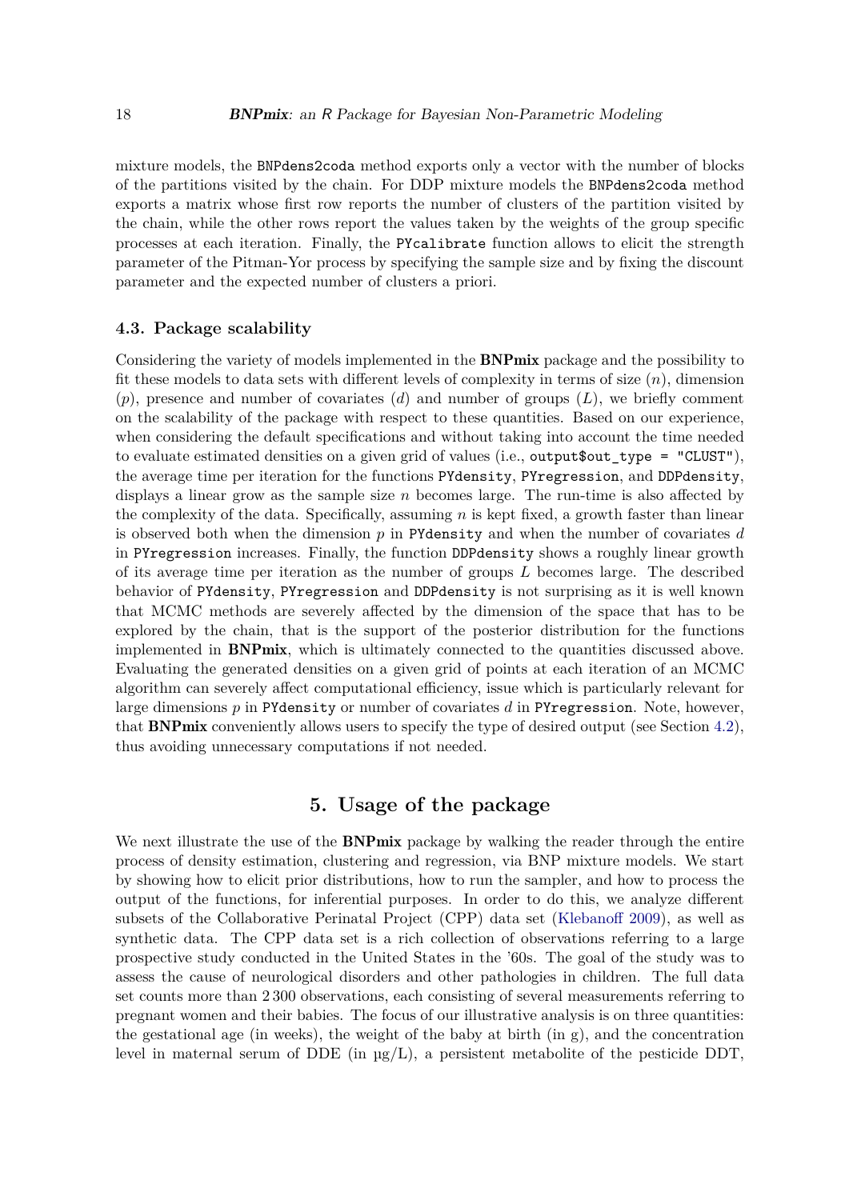mixture models, the `BNPdens2coda` method exports only a vector with the number of blocks of the partitions visited by the chain. For DDP mixture models the `BNPdens2coda` method exports a matrix whose first row reports the number of clusters of the partition visited by the chain, while the other rows report the values taken by the weights of the group specific processes at each iteration. Finally, the `PYcalibrate` function allows to elicit the strength parameter of the Pitman-Yor process by specifying the sample size and by fixing the discount parameter and the expected number of clusters a priori.

### 4.3. Package scalability

Considering the variety of models implemented in the **BNPmix** package and the possibility to fit these models to data sets with different levels of complexity in terms of size ($n$), dimension ($p$), presence and number of covariates ($d$) and number of groups ($L$), we briefly comment on the scalability of the package with respect to these quantities. Based on our experience, when considering the default specifications and without taking into account the time needed to evaluate estimated densities on a given grid of values (i.e., `output$out_type = "CLUST"`), the average time per iteration for the functions `PYdensity`, `PYregression`, and `DDPdensity`, displays a linear grow as the sample size $n$ becomes large. The run-time is also affected by the complexity of the data. Specifically, assuming $n$ is kept fixed, a growth faster than linear is observed both when the dimension $p$ in `PYdensity` and when the number of covariates $d$ in `PYregression` increases. Finally, the function `DDPdensity` shows a roughly linear growth of its average time per iteration as the number of groups $L$ becomes large. The described behavior of `PYdensity`, `PYregression` and `DDPdensity` is not surprising as it is well known that MCMC methods are severely affected by the dimension of the space that has to be explored by the chain, that is the support of the posterior distribution for the functions implemented in **BNPmix**, which is ultimately connected to the quantities discussed above. Evaluating the generated densities on a given grid of points at each iteration of an MCMC algorithm can severely affect computational efficiency, issue which is particularly relevant for large dimensions $p$ in `PYdensity` or number of covariates $d$ in `PYregression`. Note, however, that **BNPmix** conveniently allows users to specify the type of desired output (see Section 4.2), thus avoiding unnecessary computations if not needed.

## 5. Usage of the package

We next illustrate the use of the **BNPmix** package by walking the reader through the entire process of density estimation, clustering and regression, via BNP mixture models. We start by showing how to elicit prior distributions, how to run the sampler, and how to process the output of the functions, for inferential purposes. In order to do this, we analyze different subsets of the Collaborative Perinatal Project (CPP) data set (Klebanoff 2009), as well as synthetic data. The CPP data set is a rich collection of observations referring to a large prospective study conducted in the United States in the '60s. The goal of the study was to assess the cause of neurological disorders and other pathologies in children. The full data set counts more than 2 300 observations, each consisting of several measurements referring to pregnant women and their babies. The focus of our illustrative analysis is on three quantities: the gestational age (in weeks), the weight of the baby at birth (in g), and the concentration level in maternal serum of DDE (in µg/L), a persistent metabolite of the pesticide DDT,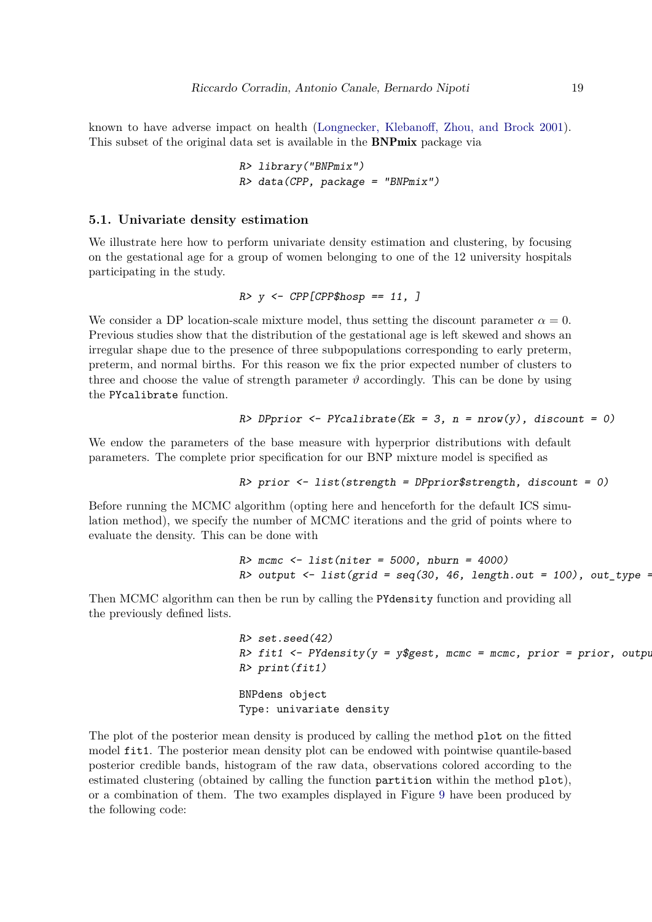known to have adverse impact on health (Longnecker, Klebanoff, Zhou, and Brock 2001). This subset of the original data set is available in the **BNPmix** package via

```
R> library("BNPmix")
R> data(CPP, package = "BNPmix")
```

### 5.1. Univariate density estimation

We illustrate here how to perform univariate density estimation and clustering, by focusing on the gestational age for a group of women belonging to one of the 12 university hospitals participating in the study.

```
R> y <- CPP[CPP$hosp == 11, ]
```

We consider a DP location-scale mixture model, thus setting the discount parameter $\alpha = 0$. Previous studies show that the distribution of the gestational age is left skewed and shows an irregular shape due to the presence of three subpopulations corresponding to early preterm, preterm, and normal births. For this reason we fix the prior expected number of clusters to three and choose the value of strength parameter $\vartheta$ accordingly. This can be done by using the `PYcalibrate` function.

```
R> DPprior <- PYcalibrate(Ek = 3, n = nrow(y), discount = 0)
```

We endow the parameters of the base measure with hyperprior distributions with default parameters. The complete prior specification for our BNP mixture model is specified as

```
R> prior <- list(strength = DPprior$strength, discount = 0)
```

Before running the MCMC algorithm (opting here and henceforth for the default ICS simulation method), we specify the number of MCMC iterations and the grid of points where to evaluate the density. This can be done with

```
R> mcmc <- list(niter = 5000, nburn = 4000)
R> output <- list(grid = seq(30, 46, length.out = 100), out_type =
```

Then MCMC algorithm can then be run by calling the `PYdensity` function and providing all the previously defined lists.

```
R> set.seed(42)
R> fit1 <- PYdensity(y = y$gest, mcmc = mcmc, prior = prior, outpu
R> print(fit1)

BNPdens object
Type: univariate density
```

The plot of the posterior mean density is produced by calling the method `plot` on the fitted model `fit1`. The posterior mean density plot can be endowed with pointwise quantile-based posterior credible bands, histogram of the raw data, observations colored according to the estimated clustering (obtained by calling the function `partition` within the method `plot`), or a combination of them. The two examples displayed in Figure 9 have been produced by the following code: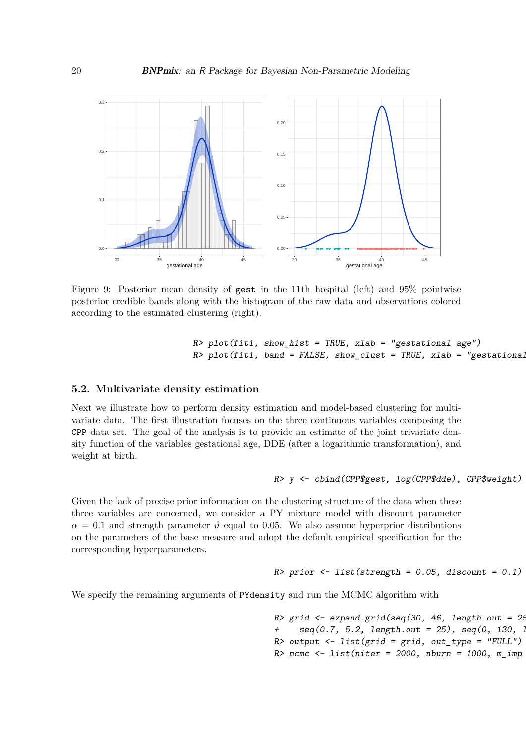Figure 9: Posterior mean density of `gest` in the 11th hospital (left) and 95% pointwise posterior credible bands along with the histogram of the raw data and observations colored according to the estimated clustering (right).

```
R> plot(fit1, show_hist = TRUE, xlab = "gestational age")
R> plot(fit1, band = FALSE, show_clust = TRUE, xlab = "gestational
```

### 5.2. Multivariate density estimation

Next we illustrate how to perform density estimation and model-based clustering for multivariate data. The first illustration focuses on the three continuous variables composing the CPP data set. The goal of the analysis is to provide an estimate of the joint trivariate density function of the variables gestational age, DDE (after a logarithmic transformation), and weight at birth.

```
R> y <- cbind(CPP$gest, log(CPP$dde), CPP$weight)
```

Given the lack of precise prior information on the clustering structure of the data when these three variables are concerned, we consider a PY mixture model with discount parameter $\alpha = 0.1$ and strength parameter $\vartheta$ equal to 0.05. We also assume hyperprior distributions on the parameters of the base measure and adopt the default empirical specification for the corresponding hyperparameters.

```
R> prior <- list(strength = 0.05, discount = 0.1)
```

We specify the remaining arguments of `PYdensity` and run the MCMC algorithm with

```
R> grid <- expand.grid(seq(30, 46, length.out = 25
+    seq(0.7, 5.2, length.out = 25), seq(0, 130, l
R> output <- list(grid = grid, out_type = "FULL")
R> mcmc <- list(niter = 2000, nburn = 1000, m_imp
```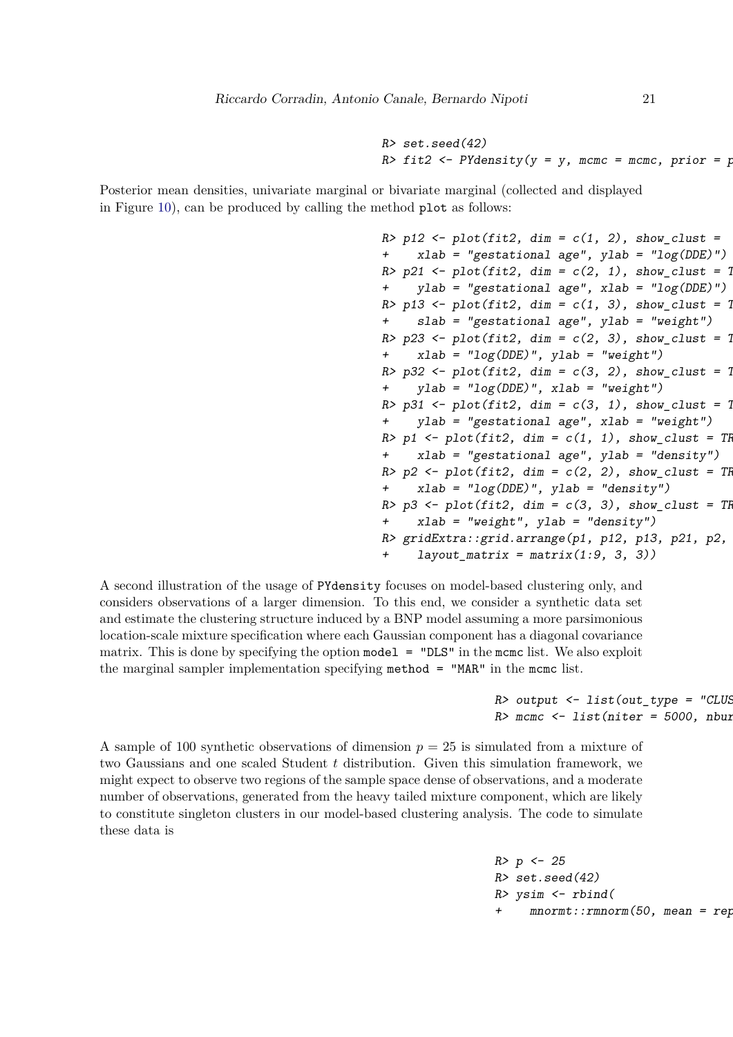```
R> set.seed(42)
R> fit2 <- PYdensity(y = y, mcmc = mcmc, prior = p
```

Posterior mean densities, univariate marginal or bivariate marginal (collected and displayed in Figure 10), can be produced by calling the method plot as follows:

```
R> p12 <- plot(fit2, dim = c(1, 2), show_clust =
+    xlab = "gestational age", ylab = "log(DDE)")
R> p21 <- plot(fit2, dim = c(2, 1), show_clust = T
+    ylab = "gestational age", xlab = "log(DDE)")
R> p13 <- plot(fit2, dim = c(1, 3), show_clust = T
+    slab = "gestational age", ylab = "weight")
R> p23 <- plot(fit2, dim = c(2, 3), show_clust = T
+    xlab = "log(DDE)", ylab = "weight")
R> p32 <- plot(fit2, dim = c(3, 2), show_clust = T
+    ylab = "log(DDE)", xlab = "weight")
R> p31 <- plot(fit2, dim = c(3, 1), show_clust = T
+    ylab = "gestational age", xlab = "weight")
R> p1 <- plot(fit2, dim = c(1, 1), show_clust = TR
+    xlab = "gestational age", ylab = "density")
R> p2 <- plot(fit2, dim = c(2, 2), show_clust = TR
+    xlab = "log(DDE)", ylab = "density")
R> p3 <- plot(fit2, dim = c(3, 3), show_clust = TR
+    xlab = "weight", ylab = "density")
R> gridExtra::grid.arrange(p1, p12, p13, p21, p2,
+    layout_matrix = matrix(1:9, 3, 3))
```

A second illustration of the usage of PYdensity focuses on model-based clustering only, and considers observations of a larger dimension. To this end, we consider a synthetic data set and estimate the clustering structure induced by a BNP model assuming a more parsimonious location-scale mixture specification where each Gaussian component has a diagonal covariance matrix. This is done by specifying the option model = "DLS" in the mcmc list. We also exploit the marginal sampler implementation specifying method = "MAR" in the mcmc list.

```
R> output <- list(out_type = "CLUS
R> mcmc <- list(niter = 5000, nbur
```

A sample of 100 synthetic observations of dimension $p = 25$ is simulated from a mixture of two Gaussians and one scaled Student $t$ distribution. Given this simulation framework, we might expect to observe two regions of the sample space dense of observations, and a moderate number of observations, generated from the heavy tailed mixture component, which are likely to constitute singleton clusters in our model-based clustering analysis. The code to simulate these data is

```
R> p <- 25
R> set.seed(42)
R> ysim <- rbind(
+    mnormt::rmnorm(50, mean = rep
```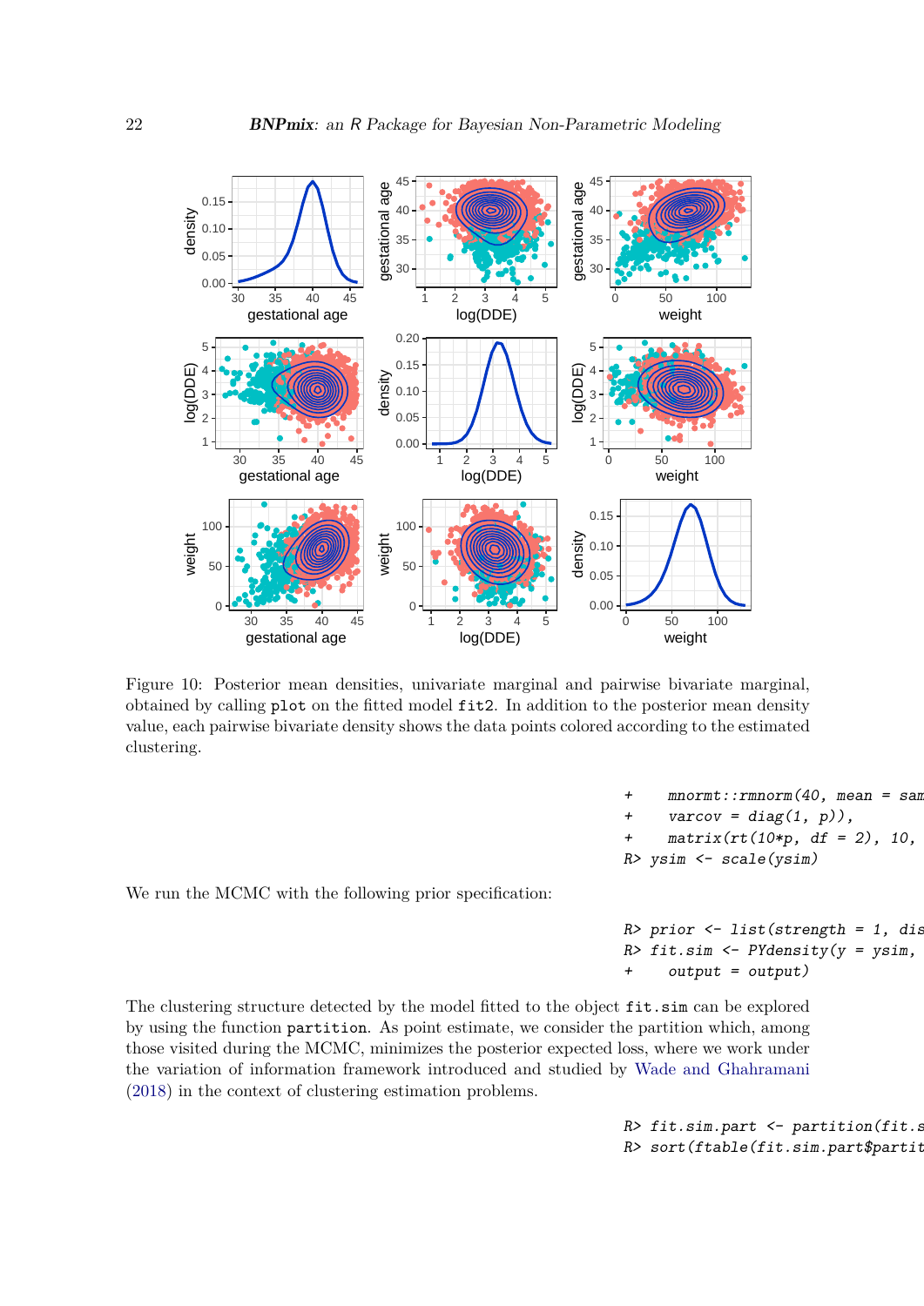Figure 10: Posterior mean densities, univariate marginal and pairwise bivariate marginal, obtained by calling `plot` on the fitted model `fit2`. In addition to the posterior mean density value, each pairwise bivariate density shows the data points colored according to the estimated clustering.

```
+    mnormt::rmnorm(40, mean = sam
+    varcov = diag(1, p)),
+    matrix(rt(10*p, df = 2), 10,
R> ysim <- scale(ysim)
```

We run the MCMC with the following prior specification:

```
R> prior <- list(strength = 1, dis
R> fit.sim <- PYdensity(y = ysim,
+    output = output)
```

The clustering structure detected by the model fitted to the object `fit.sim` can be explored by using the function `partition`. As point estimate, we consider the partition which, among those visited during the MCMC, minimizes the posterior expected loss, where we work under the variation of information framework introduced and studied by Wade and Ghahramani (2018) in the context of clustering estimation problems.

```
R> fit.sim.part <- partition(fit.s
R> sort(ftable(fit.sim.part$partit
```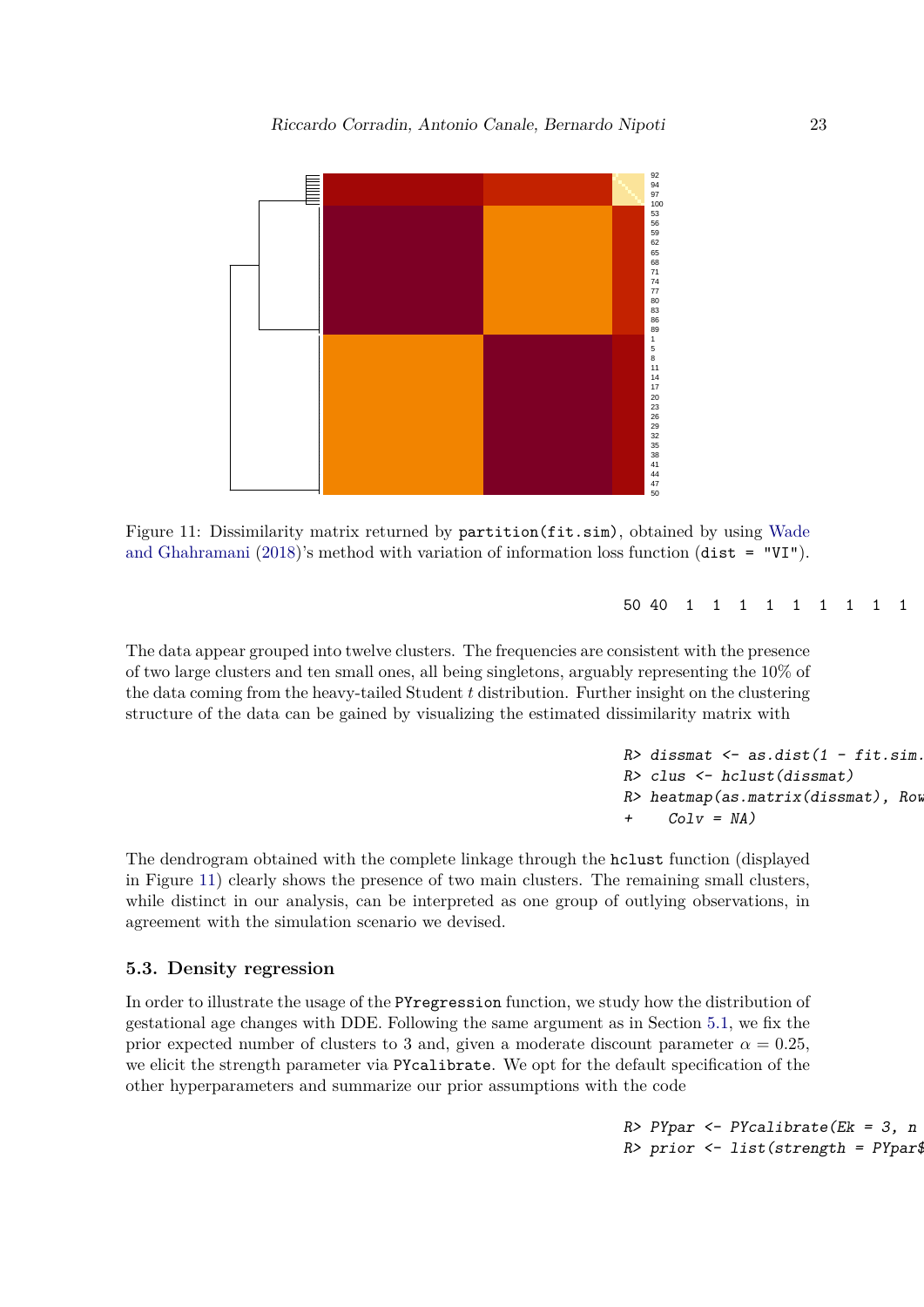Figure 11: Dissimilarity matrix returned by `partition(fit.sim)`, obtained by using Wade and Ghahramani (2018)'s method with variation of information loss function (`dist = "VI"`).

```
50 40  1  1  1  1  1  1  1  1  1
```

The data appear grouped into twelve clusters. The frequencies are consistent with the presence of two large clusters and ten small ones, all being singletons, arguably representing the 10% of the data coming from the heavy-tailed Student $t$ distribution. Further insight on the clustering structure of the data can be gained by visualizing the estimated dissimilarity matrix with

```
R> dissmat <- as.dist(1 - fit.sim.
R> clus <- hclust(dissmat)
R> heatmap(as.matrix(dissmat), Row
+    Colv = NA)
```

The dendrogram obtained with the complete linkage through the `hclust` function (displayed in Figure 11) clearly shows the presence of two main clusters. The remaining small clusters, while distinct in our analysis, can be interpreted as one group of outlying observations, in agreement with the simulation scenario we devised.

### 5.3. Density regression

In order to illustrate the usage of the `PYregression` function, we study how the distribution of gestational age changes with DDE. Following the same argument as in Section 5.1, we fix the prior expected number of clusters to 3 and, given a moderate discount parameter $\alpha = 0.25$, we elicit the strength parameter via `PYcalibrate`. We opt for the default specification of the other hyperparameters and summarize our prior assumptions with the code

```
R> PYpar <- PYcalibrate(Ek = 3, n
R> prior <- list(strength = PYpar$
```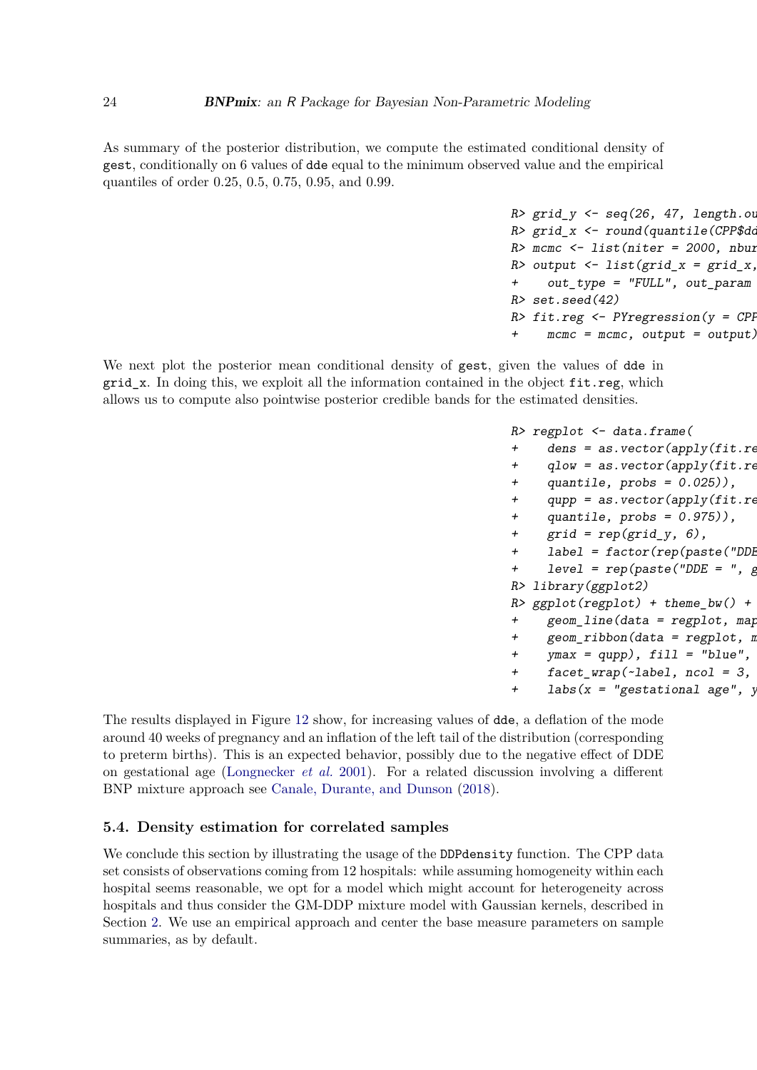As summary of the posterior distribution, we compute the estimated conditional density of gest, conditionally on 6 values of dde equal to the minimum observed value and the empirical quantiles of order 0.25, 0.5, 0.75, 0.95, and 0.99.

```
R> grid_y <- seq(26, 47, length.ou
R> grid_x <- round(quantile(CPP$dd
R> mcmc <- list(niter = 2000, nbur
R> output <- list(grid_x = grid_x,
+    out_type = "FULL", out_param
R> set.seed(42)
R> fit.reg <- PYregression(y = CPP
+    mcmc = mcmc, output = output)
```

We next plot the posterior mean conditional density of gest, given the values of dde in grid_x. In doing this, we exploit all the information contained in the object fit.reg, which allows us to compute also pointwise posterior credible bands for the estimated densities.

```
R> regplot <- data.frame(
+    dens = as.vector(apply(fit.re
+    qlow = as.vector(apply(fit.re
+    quantile, probs = 0.025)),
+    qupp = as.vector(apply(fit.re
+    quantile, probs = 0.975)),
+    grid = rep(grid_y, 6),
+    label = factor(rep(paste("DDE
+    level = rep(paste("DDE = ", g
R> library(ggplot2)
R> ggplot(regplot) + theme_bw() +
+    geom_line(data = regplot, map
+    geom_ribbon(data = regplot, m
+    ymax = qupp), fill = "blue",
+    facet_wrap(~label, ncol = 3,
+    labs(x = "gestational age", y
```

The results displayed in Figure 12 show, for increasing values of dde, a deflation of the mode around 40 weeks of pregnancy and an inflation of the left tail of the distribution (corresponding to preterm births). This is an expected behavior, possibly due to the negative effect of DDE on gestational age (Longnecker *et al.* 2001). For a related discussion involving a different BNP mixture approach see Canale, Durante, and Dunson (2018).

### 5.4. Density estimation for correlated samples

We conclude this section by illustrating the usage of the DDPdensity function. The CPP data set consists of observations coming from 12 hospitals: while assuming homogeneity within each hospital seems reasonable, we opt for a model which might account for heterogeneity across hospitals and thus consider the GM-DDP mixture model with Gaussian kernels, described in Section 2. We use an empirical approach and center the base measure parameters on sample summaries, as by default.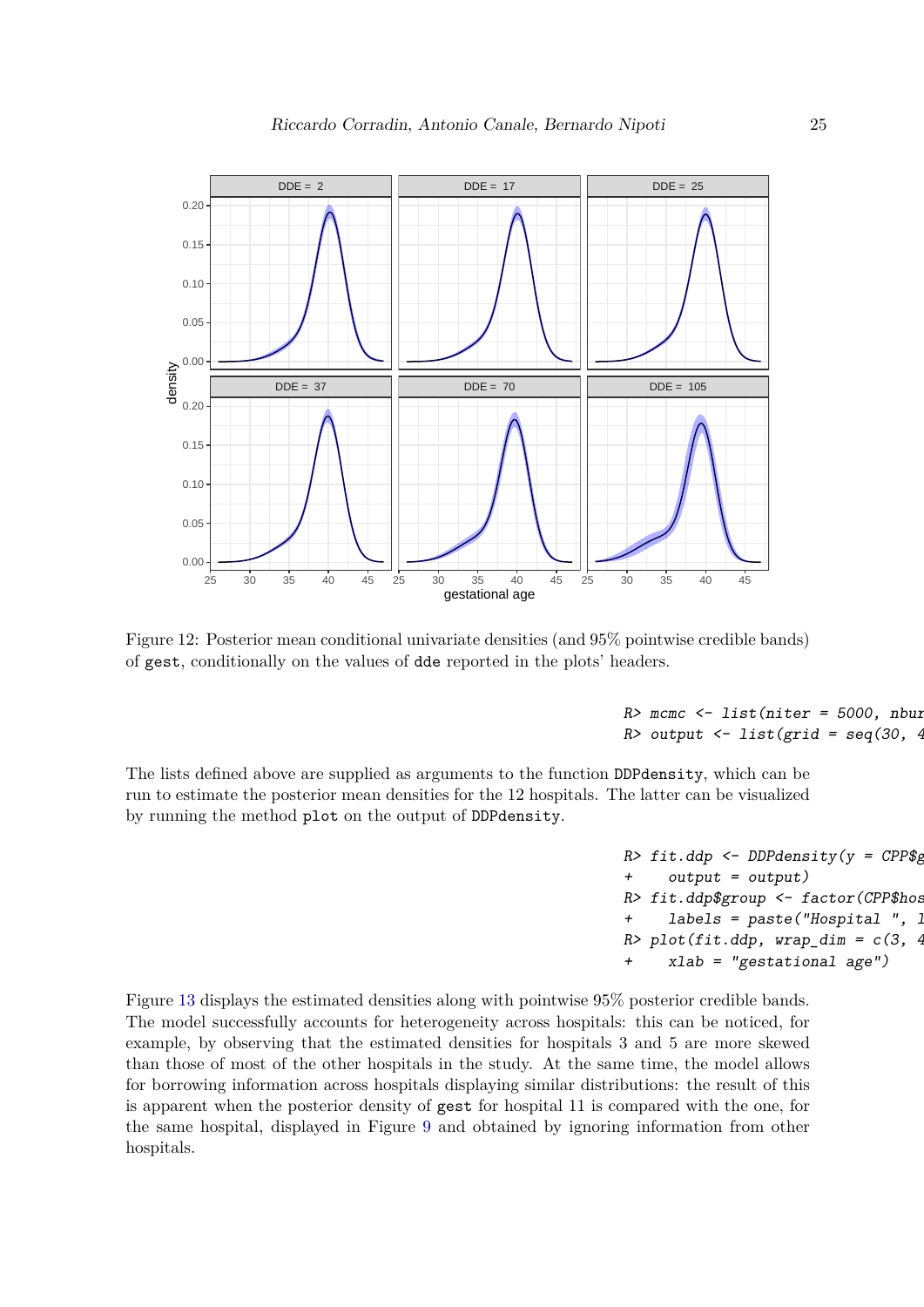Figure 12: Posterior mean conditional univariate densities (and 95% pointwise credible bands) of `gest`, conditionally on the values of `dde` reported in the plots' headers.

```
R> mcmc <- list(niter = 5000, nbur
R> output <- list(grid = seq(30, 4
```

The lists defined above are supplied as arguments to the function `DDPdensity`, which can be run to estimate the posterior mean densities for the 12 hospitals. The latter can be visualized by running the method `plot` on the output of `DDPdensity`.

```
R> fit.ddp <- DDPdensity(y = CPP$g
+    output = output)
R> fit.ddp$group <- factor(CPP$hos
+    labels = paste("Hospital ", 1
R> plot(fit.ddp, wrap_dim = c(3, 4
+    xlab = "gestational age")
```

Figure 13 displays the estimated densities along with pointwise 95% posterior credible bands. The model successfully accounts for heterogeneity across hospitals: this can be noticed, for example, by observing that the estimated densities for hospitals 3 and 5 are more skewed than those of most of the other hospitals in the study. At the same time, the model allows for borrowing information across hospitals displaying similar distributions: the result of this is apparent when the posterior density of `gest` for hospital 11 is compared with the one, for the same hospital, displayed in Figure 9 and obtained by ignoring information from other hospitals.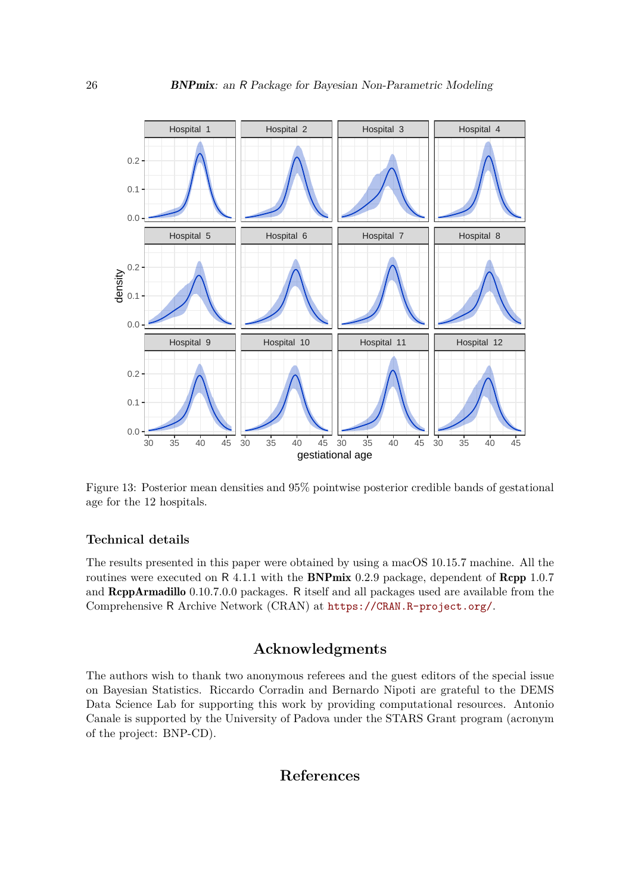Figure 13: Posterior mean densities and 95% pointwise posterior credible bands of gestational age for the 12 hospitals.

### Technical details

The results presented in this paper were obtained by using a macOS 10.15.7 machine. All the routines were executed on R 4.1.1 with the **BNPmix** 0.2.9 package, dependent of **Rcpp** 1.0.7 and **RcppArmadillo** 0.10.7.0.0 packages. R itself and all packages used are available from the Comprehensive R Archive Network (CRAN) at https://CRAN.R-project.org/.

## Acknowledgments

The authors wish to thank two anonymous referees and the guest editors of the special issue on Bayesian Statistics. Riccardo Corradin and Bernardo Nipoti are grateful to the DEMS Data Science Lab for supporting this work by providing computational resources. Antonio Canale is supported by the University of Padova under the STARS Grant program (acronym of the project: BNP-CD).

## References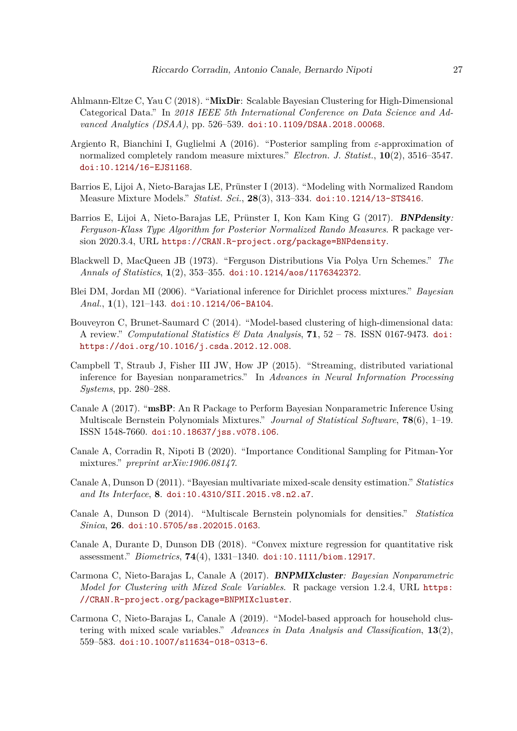Ahlmann-Eltze C, Yau C (2018). "**MixDir**: Scalable Bayesian Clustering for High-Dimensional Categorical Data." In *2018 IEEE 5th International Conference on Data Science and Advanced Analytics (DSAA)*, pp. 526–539. doi:10.1109/DSAA.2018.00068.

Argiento R, Bianchini I, Guglielmi A (2016). "Posterior sampling from $\varepsilon$-approximation of normalized completely random measure mixtures." *Electron. J. Statist.*, **10**(2), 3516–3547. doi:10.1214/16-EJS1168.

Barrios E, Lijoi A, Nieto-Barajas LE, Prünster I (2013). "Modeling with Normalized Random Measure Mixture Models." *Statist. Sci.*, **28**(3), 313–334. doi:10.1214/13-STS416.

Barrios E, Lijoi A, Nieto-Barajas LE, Prünster I, Kon Kam King G (2017). ***BNPdensity**: Ferguson-Klass Type Algorithm for Posterior Normalized Rando Measures*. R package version 2020.3.4, URL https://CRAN.R-project.org/package=BNPdensity.

Blackwell D, MacQueen JB (1973). "Ferguson Distributions Via Polya Urn Schemes." *The Annals of Statistics*, **1**(2), 353–355. doi:10.1214/aos/1176342372.

Blei DM, Jordan MI (2006). "Variational inference for Dirichlet process mixtures." *Bayesian Anal.*, **1**(1), 121–143. doi:10.1214/06-BA104.

Bouveyron C, Brunet-Saumard C (2014). "Model-based clustering of high-dimensional data: A review." *Computational Statistics & Data Analysis*, **71**, 52 – 78. ISSN 0167-9473. doi: https://doi.org/10.1016/j.csda.2012.12.008.

Campbell T, Straub J, Fisher III JW, How JP (2015). "Streaming, distributed variational inference for Bayesian nonparametrics." In *Advances in Neural Information Processing Systems*, pp. 280–288.

Canale A (2017). "**msBP**: An R Package to Perform Bayesian Nonparametric Inference Using Multiscale Bernstein Polynomials Mixtures." *Journal of Statistical Software*, **78**(6), 1–19. ISSN 1548-7660. doi:10.18637/jss.v078.i06.

Canale A, Corradin R, Nipoti B (2020). "Importance Conditional Sampling for Pitman-Yor mixtures." *preprint arXiv:1906.08147*.

Canale A, Dunson D (2011). "Bayesian multivariate mixed-scale density estimation." *Statistics and Its Interface*, **8**. doi:10.4310/SII.2015.v8.n2.a7.

Canale A, Dunson D (2014). "Multiscale Bernstein polynomials for densities." *Statistica Sinica*, **26**. doi:10.5705/ss.202015.0163.

Canale A, Durante D, Dunson DB (2018). "Convex mixture regression for quantitative risk assessment." *Biometrics*, **74**(4), 1331–1340. doi:10.1111/biom.12917.

Carmona C, Nieto-Barajas L, Canale A (2017). ***BNPMIXcluster**: Bayesian Nonparametric Model for Clustering with Mixed Scale Variables*. R package version 1.2.4, URL https://CRAN.R-project.org/package=BNPMIXcluster.

Carmona C, Nieto-Barajas L, Canale A (2019). "Model-based approach for household clustering with mixed scale variables." *Advances in Data Analysis and Classification*, **13**(2), 559–583. doi:10.1007/s11634-018-0313-6.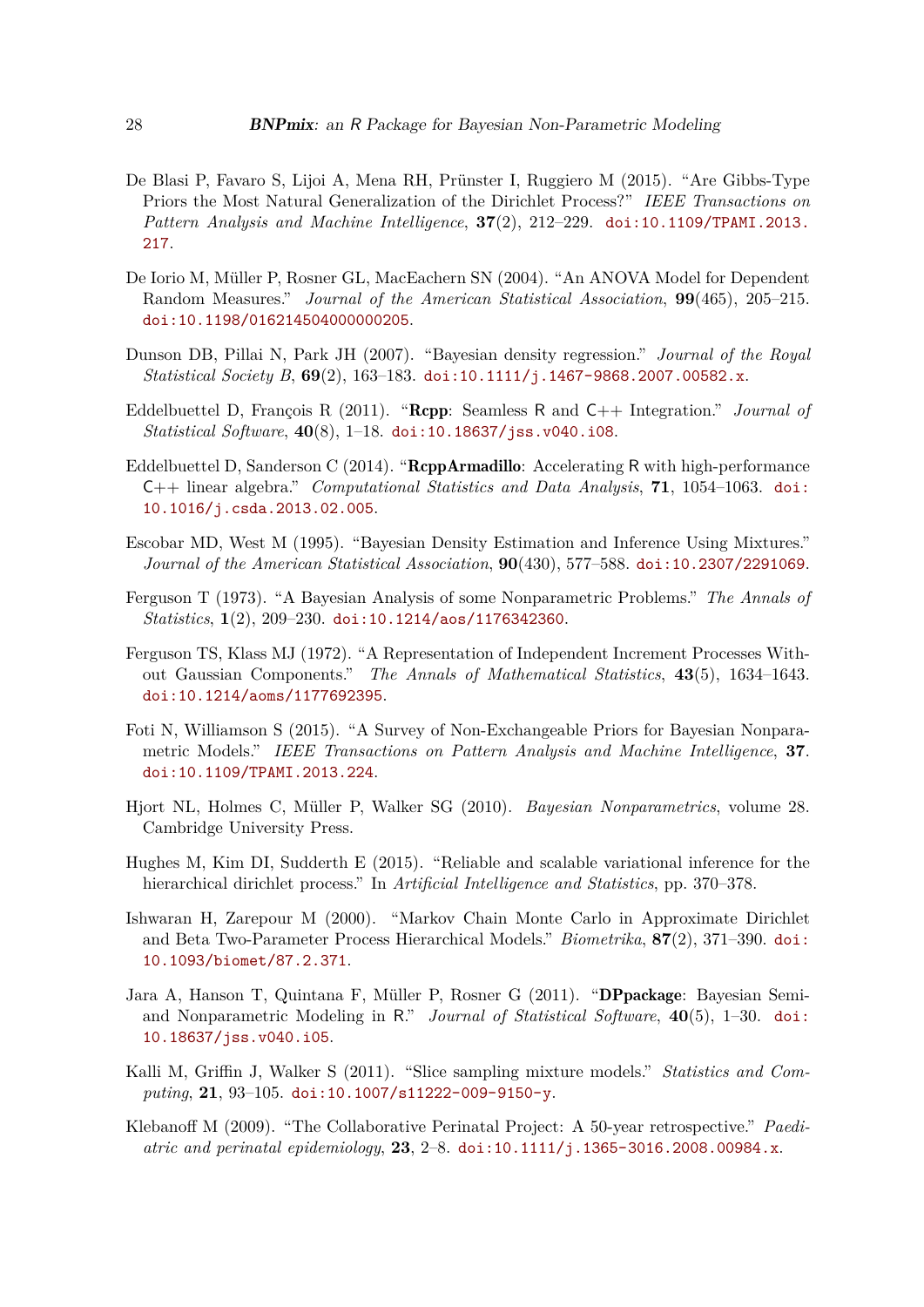De Blasi P, Favaro S, Lijoi A, Mena RH, Prünster I, Ruggiero M (2015). "Are Gibbs-Type Priors the Most Natural Generalization of the Dirichlet Process?" *IEEE Transactions on Pattern Analysis and Machine Intelligence*, **37**(2), 212–229. doi:10.1109/TPAMI.2013.217.

De Iorio M, Müller P, Rosner GL, MacEachern SN (2004). "An ANOVA Model for Dependent Random Measures." *Journal of the American Statistical Association*, **99**(465), 205–215. doi:10.1198/016214504000000205.

Dunson DB, Pillai N, Park JH (2007). "Bayesian density regression." *Journal of the Royal Statistical Society B*, **69**(2), 163–183. doi:10.1111/j.1467-9868.2007.00582.x.

Eddelbuettel D, François R (2011). "**Rcpp**: Seamless R and C++ Integration." *Journal of Statistical Software*, **40**(8), 1–18. doi:10.18637/jss.v040.i08.

Eddelbuettel D, Sanderson C (2014). "**RcppArmadillo**: Accelerating R with high-performance C++ linear algebra." *Computational Statistics and Data Analysis*, **71**, 1054–1063. doi:10.1016/j.csda.2013.02.005.

Escobar MD, West M (1995). "Bayesian Density Estimation and Inference Using Mixtures." *Journal of the American Statistical Association*, **90**(430), 577–588. doi:10.2307/2291069.

Ferguson T (1973). "A Bayesian Analysis of some Nonparametric Problems." *The Annals of Statistics*, **1**(2), 209–230. doi:10.1214/aos/1176342360.

Ferguson TS, Klass MJ (1972). "A Representation of Independent Increment Processes Without Gaussian Components." *The Annals of Mathematical Statistics*, **43**(5), 1634–1643. doi:10.1214/aoms/1177692395.

Foti N, Williamson S (2015). "A Survey of Non-Exchangeable Priors for Bayesian Nonparametric Models." *IEEE Transactions on Pattern Analysis and Machine Intelligence*, **37**. doi:10.1109/TPAMI.2013.224.

Hjort NL, Holmes C, Müller P, Walker SG (2010). *Bayesian Nonparametrics*, volume 28. Cambridge University Press.

Hughes M, Kim DI, Sudderth E (2015). "Reliable and scalable variational inference for the hierarchical dirichlet process." In *Artificial Intelligence and Statistics*, pp. 370–378.

Ishwaran H, Zarepour M (2000). "Markov Chain Monte Carlo in Approximate Dirichlet and Beta Two-Parameter Process Hierarchical Models." *Biometrika*, **87**(2), 371–390. doi:10.1093/biomet/87.2.371.

Jara A, Hanson T, Quintana F, Müller P, Rosner G (2011). "**DPpackage**: Bayesian Semi- and Nonparametric Modeling in R." *Journal of Statistical Software*, **40**(5), 1–30. doi:10.18637/jss.v040.i05.

Kalli M, Griffin J, Walker S (2011). "Slice sampling mixture models." *Statistics and Computing*, **21**, 93–105. doi:10.1007/s11222-009-9150-y.

Klebanoff M (2009). "The Collaborative Perinatal Project: A 50-year retrospective." *Paediatric and perinatal epidemiology*, **23**, 2–8. doi:10.1111/j.1365-3016.2008.00984.x.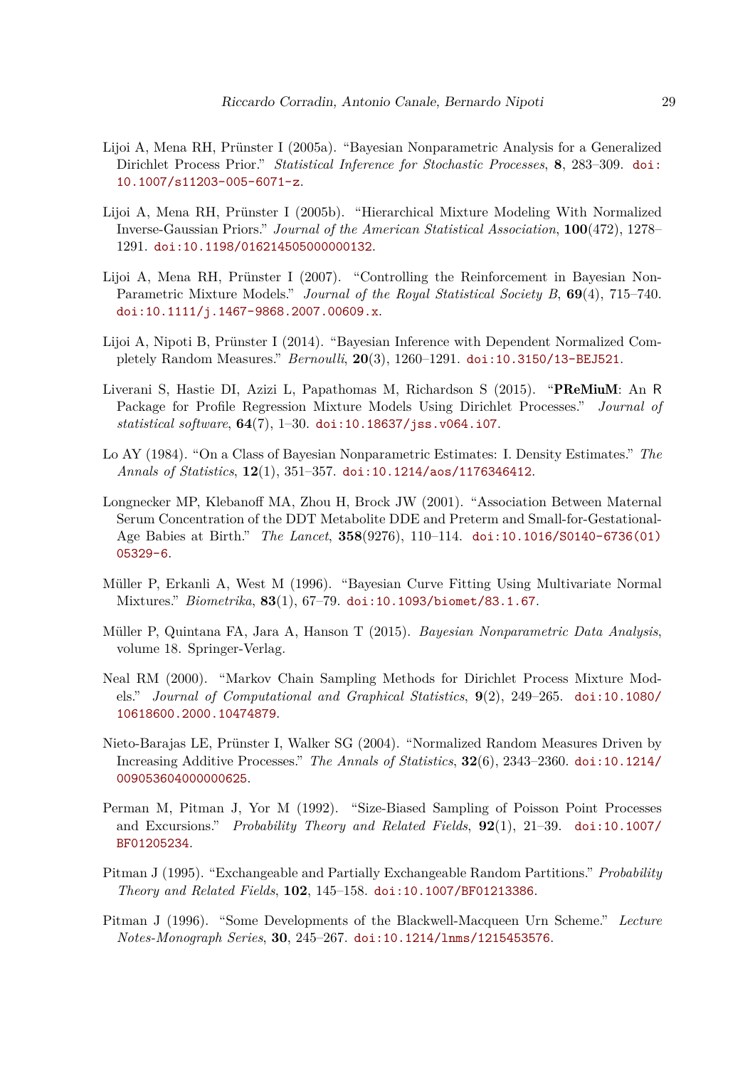Lijoi A, Mena RH, Prünster I (2005a). "Bayesian Nonparametric Analysis for a Generalized Dirichlet Process Prior." *Statistical Inference for Stochastic Processes*, **8**, 283–309. doi:10.1007/s11203-005-6071-z.

Lijoi A, Mena RH, Prünster I (2005b). "Hierarchical Mixture Modeling With Normalized Inverse-Gaussian Priors." *Journal of the American Statistical Association*, **100**(472), 1278–1291. doi:10.1198/016214505000000132.

Lijoi A, Mena RH, Prünster I (2007). "Controlling the Reinforcement in Bayesian Non-Parametric Mixture Models." *Journal of the Royal Statistical Society B*, **69**(4), 715–740. doi:10.1111/j.1467-9868.2007.00609.x.

Lijoi A, Nipoti B, Prünster I (2014). "Bayesian Inference with Dependent Normalized Completely Random Measures." *Bernoulli*, **20**(3), 1260–1291. doi:10.3150/13-BEJ521.

Liverani S, Hastie DI, Azizi L, Papathomas M, Richardson S (2015). "**PReMiuM**: An R Package for Profile Regression Mixture Models Using Dirichlet Processes." *Journal of statistical software*, **64**(7), 1–30. doi:10.18637/jss.v064.i07.

Lo AY (1984). "On a Class of Bayesian Nonparametric Estimates: I. Density Estimates." *The Annals of Statistics*, **12**(1), 351–357. doi:10.1214/aos/1176346412.

Longnecker MP, Klebanoff MA, Zhou H, Brock JW (2001). "Association Between Maternal Serum Concentration of the DDT Metabolite DDE and Preterm and Small-for-Gestational-Age Babies at Birth." *The Lancet*, **358**(9276), 110–114. doi:10.1016/S0140-6736(01)05329-6.

Müller P, Erkanli A, West M (1996). "Bayesian Curve Fitting Using Multivariate Normal Mixtures." *Biometrika*, **83**(1), 67–79. doi:10.1093/biomet/83.1.67.

Müller P, Quintana FA, Jara A, Hanson T (2015). *Bayesian Nonparametric Data Analysis*, volume 18. Springer-Verlag.

Neal RM (2000). "Markov Chain Sampling Methods for Dirichlet Process Mixture Models." *Journal of Computational and Graphical Statistics*, **9**(2), 249–265. doi:10.1080/10618600.2000.10474879.

Nieto-Barajas LE, Prünster I, Walker SG (2004). "Normalized Random Measures Driven by Increasing Additive Processes." *The Annals of Statistics*, **32**(6), 2343–2360. doi:10.1214/009053604000000625.

Perman M, Pitman J, Yor M (1992). "Size-Biased Sampling of Poisson Point Processes and Excursions." *Probability Theory and Related Fields*, **92**(1), 21–39. doi:10.1007/BF01205234.

Pitman J (1995). "Exchangeable and Partially Exchangeable Random Partitions." *Probability Theory and Related Fields*, **102**, 145–158. doi:10.1007/BF01213386.

Pitman J (1996). "Some Developments of the Blackwell-Macqueen Urn Scheme." *Lecture Notes-Monograph Series*, **30**, 245–267. doi:10.1214/lnms/1215453576.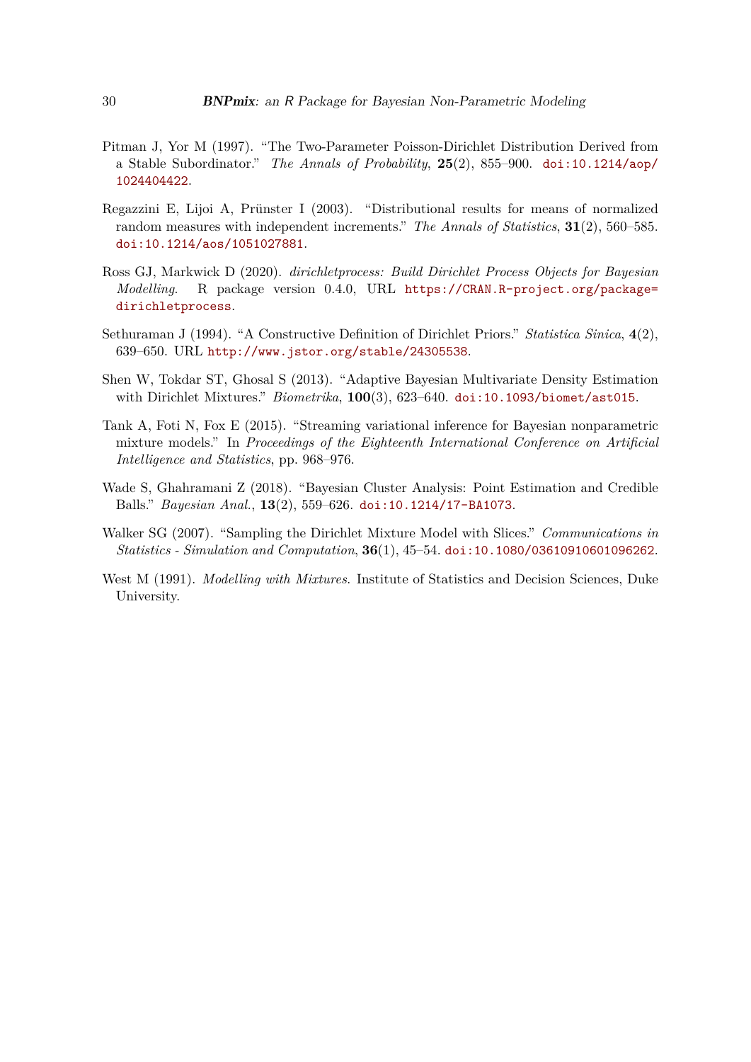Pitman J, Yor M (1997). "The Two-Parameter Poisson-Dirichlet Distribution Derived from a Stable Subordinator." *The Annals of Probability*, **25**(2), 855–900. doi:10.1214/aop/1024404422.

Regazzini E, Lijoi A, Prünster I (2003). "Distributional results for means of normalized random measures with independent increments." *The Annals of Statistics*, **31**(2), 560–585. doi:10.1214/aos/1051027881.

Ross GJ, Markwick D (2020). *dirichletprocess: Build Dirichlet Process Objects for Bayesian Modelling*. R package version 0.4.0, URL https://CRAN.R-project.org/package=dirichletprocess.

Sethuraman J (1994). "A Constructive Definition of Dirichlet Priors." *Statistica Sinica*, **4**(2), 639–650. URL http://www.jstor.org/stable/24305538.

Shen W, Tokdar ST, Ghosal S (2013). "Adaptive Bayesian Multivariate Density Estimation with Dirichlet Mixtures." *Biometrika*, **100**(3), 623–640. doi:10.1093/biomet/ast015.

Tank A, Foti N, Fox E (2015). "Streaming variational inference for Bayesian nonparametric mixture models." In *Proceedings of the Eighteenth International Conference on Artificial Intelligence and Statistics*, pp. 968–976.

Wade S, Ghahramani Z (2018). "Bayesian Cluster Analysis: Point Estimation and Credible Balls." *Bayesian Anal.*, **13**(2), 559–626. doi:10.1214/17-BA1073.

Walker SG (2007). "Sampling the Dirichlet Mixture Model with Slices." *Communications in Statistics - Simulation and Computation*, **36**(1), 45–54. doi:10.1080/03610910601096262.

West M (1991). *Modelling with Mixtures*. Institute of Statistics and Decision Sciences, Duke University.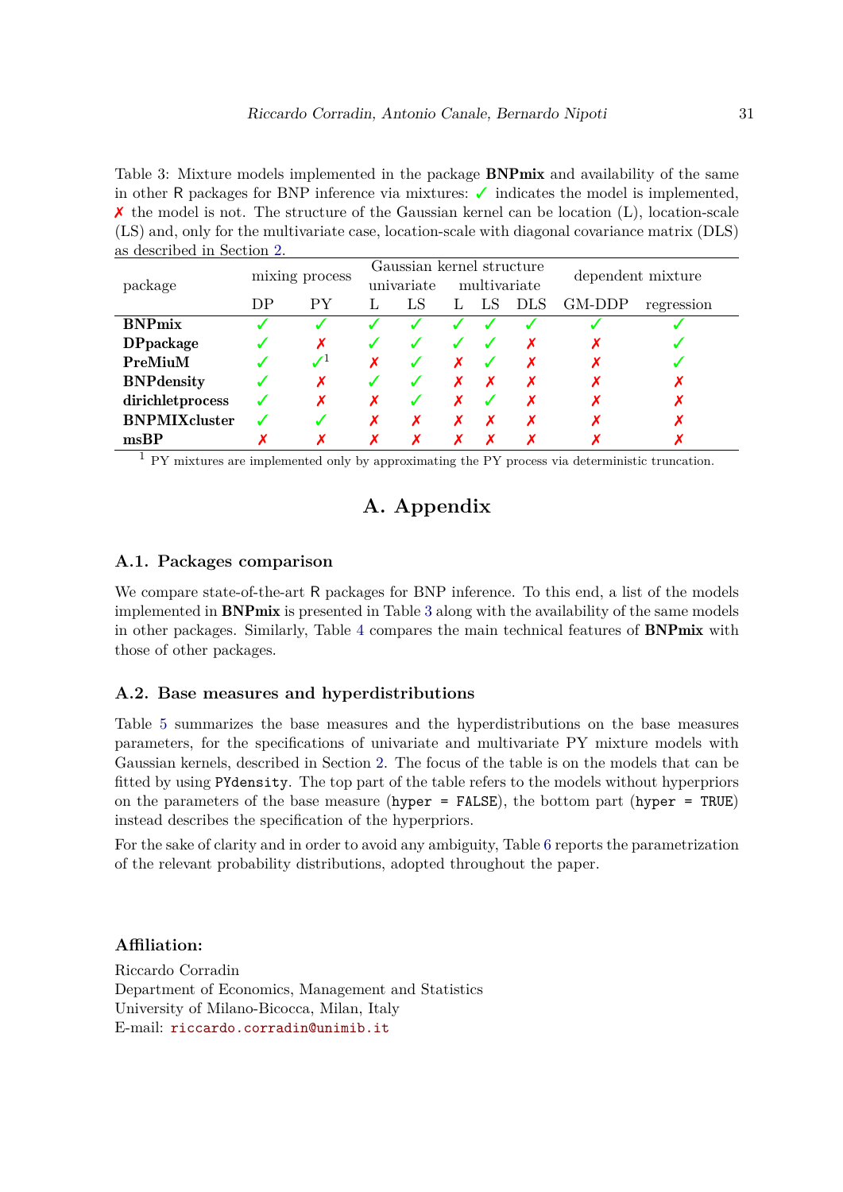Table 3: Mixture models implemented in the package **BNPmix** and availability of the same in other R packages for BNP inference via mixtures: ✓ indicates the model is implemented, ✗ the model is not. The structure of the Gaussian kernel can be location (L), location-scale (LS) and, only for the multivariate case, location-scale with diagonal covariance matrix (DLS) as described in Section 2.

| package | mixing process | | Gaussian kernel structure | | | | | dependent mixture | |
|---|---|---|---|---|---|---|---|---|---|
| | | | univariate | | multivariate | | | | |
| | DP | PY | L | LS | L | LS | DLS | GM-DDP | regression |
| **BNPmix** | ✓ | ✓ | ✓ | ✓ | ✓ | ✓ | ✓ | ✓ | ✓ |
| **DPpackage** | ✓ | ✗ | ✓ | ✓ | ✓ | ✓ | ✗ | ✗ | ✓ |
| **PreMiuM** | ✓ | ✓[1] | ✗ | ✓ | ✗ | ✓ | ✗ | ✗ | ✓ |
| **BNPdensity** | ✓ | ✗ | ✓ | ✓ | ✗ | ✗ | ✗ | ✗ | ✗ |
| **dirichletprocess** | ✓ | ✗ | ✗ | ✓ | ✗ | ✓ | ✗ | ✗ | ✗ |
| **BNPMIXcluster** | ✓ | ✓ | ✗ | ✗ | ✗ | ✗ | ✗ | ✗ | ✗ |
| **msBP** | ✗ | ✗ | ✗ | ✗ | ✗ | ✗ | ✗ | ✗ | ✗ |

[1] PY mixtures are implemented only by approximating the PY process via deterministic truncation.

# A. Appendix

## A.1. Packages comparison

We compare state-of-the-art R packages for BNP inference. To this end, a list of the models implemented in **BNPmix** is presented in Table 3 along with the availability of the same models in other packages. Similarly, Table 4 compares the main technical features of **BNPmix** with those of other packages.

## A.2. Base measures and hyperdistributions

Table 5 summarizes the base measures and the hyperdistributions on the base measures parameters, for the specifications of univariate and multivariate PY mixture models with Gaussian kernels, described in Section 2. The focus of the table is on the models that can be fitted by using `PYdensity`. The top part of the table refers to the models without hyperpriors on the parameters of the base measure (`hyper = FALSE`), the bottom part (`hyper = TRUE`) instead describes the specification of the hyperpriors.

For the sake of clarity and in order to avoid any ambiguity, Table 6 reports the parametrization of the relevant probability distributions, adopted throughout the paper.

### Affiliation:

Riccardo Corradin
Department of Economics, Management and Statistics
University of Milano-Bicocca, Milan, Italy
E-mail: riccardo.corradin@unimib.it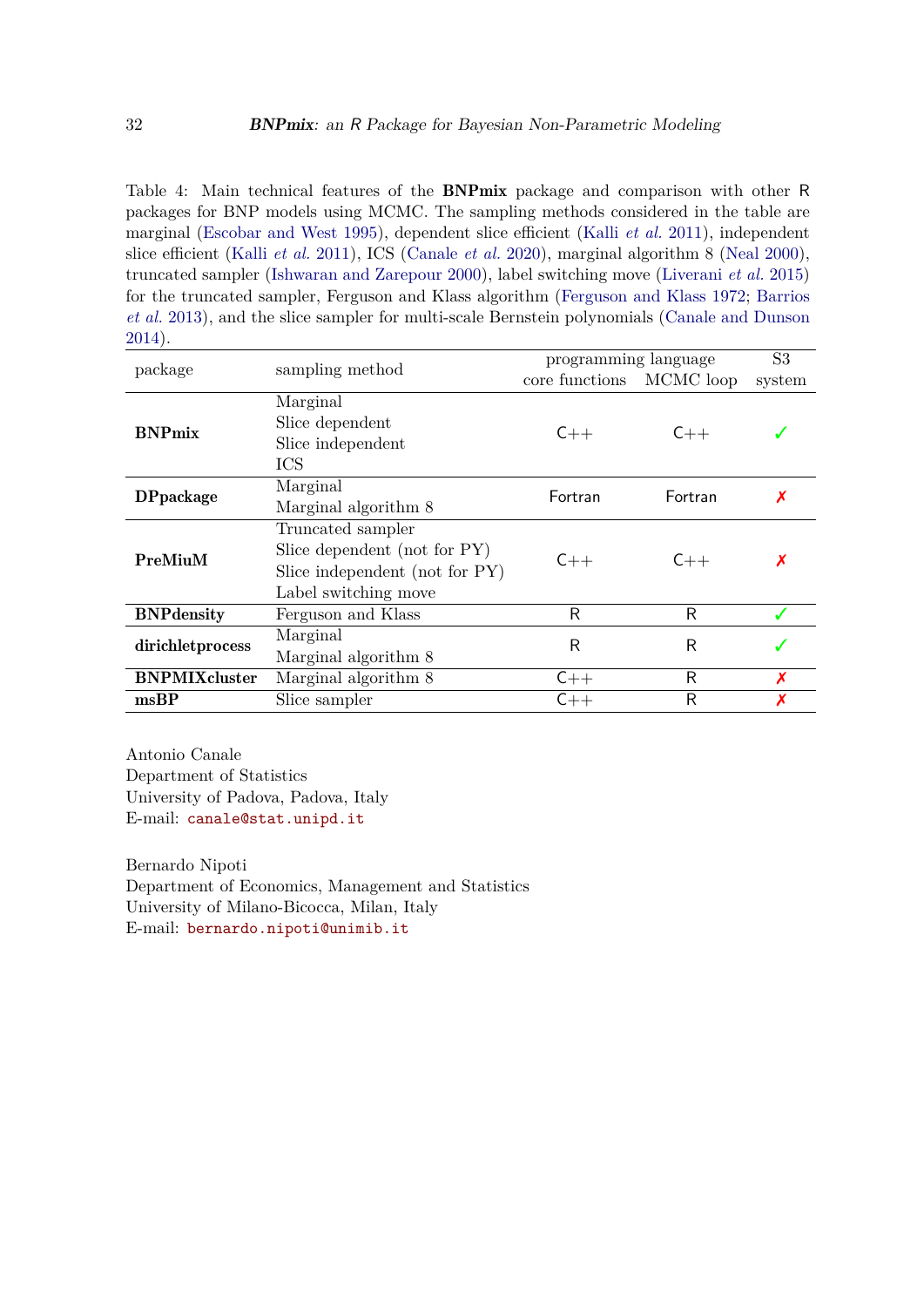Table 4: Main technical features of the **BNPmix** package and comparison with other R packages for BNP models using MCMC. The sampling methods considered in the table are marginal (Escobar and West 1995), dependent slice efficient (Kalli *et al.* 2011), independent slice efficient (Kalli *et al.* 2011), ICS (Canale *et al.* 2020), marginal algorithm 8 (Neal 2000), truncated sampler (Ishwaran and Zarepour 2000), label switching move (Liverani *et al.* 2015) for the truncated sampler, Ferguson and Klass algorithm (Ferguson and Klass 1972; Barrios *et al.* 2013), and the slice sampler for multi-scale Bernstein polynomials (Canale and Dunson 2014).

| package | sampling method | programming language | | S3 |
|---|---|---|---|---|
| | | core functions | MCMC loop | system |
| **BNPmix** | Marginal<br>Slice dependent<br>Slice independent<br>ICS | C++ | C++ | ✓ |
| **DPpackage** | Marginal<br>Marginal algorithm 8 | Fortran | Fortran | ✗ |
| **PreMiuM** | Truncated sampler<br>Slice dependent (not for PY)<br>Slice independent (not for PY)<br>Label switching move | C++ | C++ | ✗ |
| **BNPdensity** | Ferguson and Klass | R | R | ✓ |
| **dirichletprocess** | Marginal<br>Marginal algorithm 8 | R | R | ✓ |
| **BNPMIXcluster** | Marginal algorithm 8 | C++ | R | ✗ |
| **msBP** | Slice sampler | C++ | R | ✗ |

Antonio Canale
Department of Statistics
University of Padova, Padova, Italy
E-mail: canale@stat.unipd.it

Bernardo Nipoti
Department of Economics, Management and Statistics
University of Milano-Bicocca, Milan, Italy
E-mail: bernardo.nipoti@unimib.it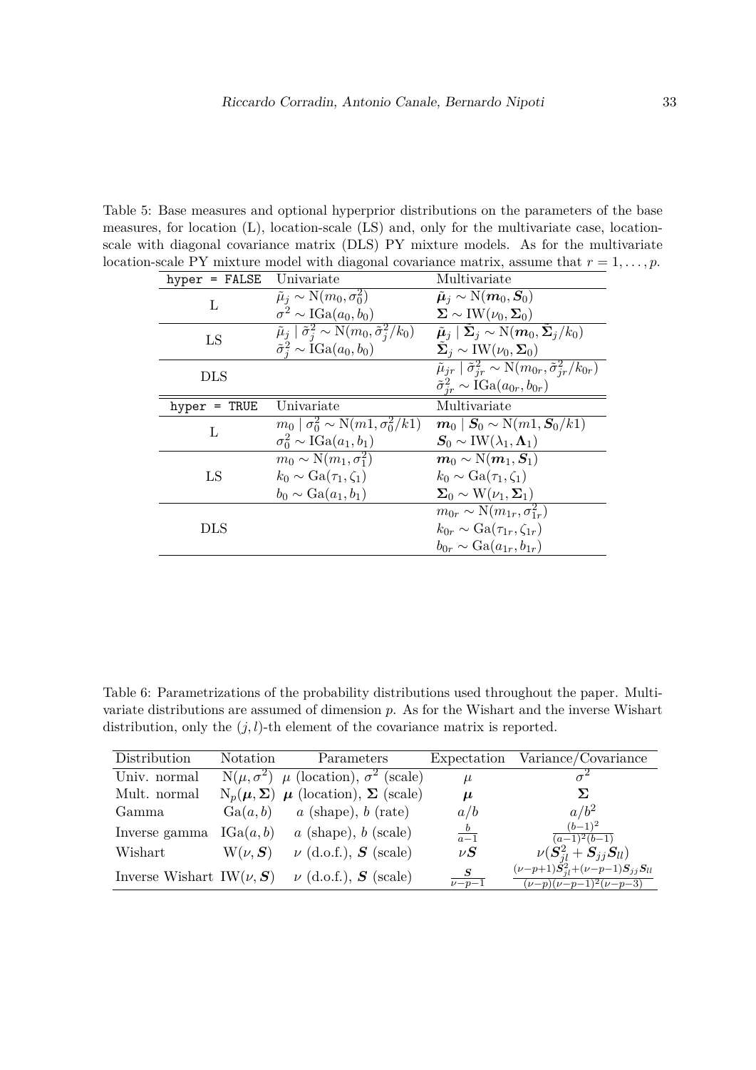Table 5: Base measures and optional hyperprior distributions on the parameters of the base measures, for location (L), location-scale (LS) and, only for the multivariate case, location-scale with diagonal covariance matrix (DLS) PY mixture models. As for the multivariate location-scale PY mixture model with diagonal covariance matrix, assume that $r = 1, \ldots, p$.

| `hyper = FALSE` | Univariate | Multivariate |
|---|---|---|
| L | $\tilde{\mu}_j \sim \mathrm{N}(m_0, \sigma_0^2)$ | $\tilde{\boldsymbol{\mu}}_j \sim \mathrm{N}(\boldsymbol{m}_0, \boldsymbol{S}_0)$ |
| | $\sigma^2 \sim \mathrm{IGa}(a_0, b_0)$ | $\boldsymbol{\Sigma} \sim \mathrm{IW}(\nu_0, \boldsymbol{\Sigma}_0)$ |
| LS | $\tilde{\mu}_j \mid \tilde{\sigma}_j^2 \sim \mathrm{N}(m_0, \tilde{\sigma}_j^2/k_0)$ | $\tilde{\boldsymbol{\mu}}_j \mid \tilde{\boldsymbol{\Sigma}}_j \sim \mathrm{N}(\boldsymbol{m}_0, \tilde{\boldsymbol{\Sigma}}_j/k_0)$ |
| | $\tilde{\sigma}_j^2 \sim \mathrm{IGa}(a_0, b_0)$ | $\tilde{\boldsymbol{\Sigma}}_j \sim \mathrm{IW}(\nu_0, \boldsymbol{\Sigma}_0)$ |
| DLS | | $\tilde{\mu}_{jr} \mid \tilde{\sigma}_{jr}^2 \sim \mathrm{N}(m_{0r}, \tilde{\sigma}_{jr}^2/k_{0r})$ |
| | | $\tilde{\sigma}_{jr}^2 \sim \mathrm{IGa}(a_{0r}, b_{0r})$ |
| `hyper = TRUE` | Univariate | Multivariate |
| L | $m_0 \mid \sigma_0^2 \sim \mathrm{N}(m1, \sigma_0^2/k1)$ | $\boldsymbol{m}_0 \mid \boldsymbol{S}_0 \sim \mathrm{N}(m1, \boldsymbol{S}_0/k1)$ |
| | $\sigma_0^2 \sim \mathrm{IGa}(a_1, b_1)$ | $\boldsymbol{S}_0 \sim \mathrm{IW}(\lambda_1, \boldsymbol{\Lambda}_1)$ |
| LS | $m_0 \sim \mathrm{N}(m_1, \sigma_1^2)$ | $\boldsymbol{m}_0 \sim \mathrm{N}(\boldsymbol{m}_1, \boldsymbol{S}_1)$ |
| | $k_0 \sim \mathrm{Ga}(\tau_1, \zeta_1)$ | $k_0 \sim \mathrm{Ga}(\tau_1, \zeta_1)$ |
| | $b_0 \sim \mathrm{Ga}(a_1, b_1)$ | $\boldsymbol{\Sigma}_0 \sim \mathrm{W}(\nu_1, \boldsymbol{\Sigma}_1)$ |
| DLS | | $m_{0r} \sim \mathrm{N}(m_{1r}, \sigma_{1r}^2)$ |
| | | $k_{0r} \sim \mathrm{Ga}(\tau_{1r}, \zeta_{1r})$ |
| | | $b_{0r} \sim \mathrm{Ga}(a_{1r}, b_{1r})$ |

Table 6: Parametrizations of the probability distributions used throughout the paper. Multivariate distributions are assumed of dimension $p$. As for the Wishart and the inverse Wishart distribution, only the $(j,l)$-th element of the covariance matrix is reported.

| Distribution | Notation | Parameters | Expectation | Variance/Covariance |
|---|---|---|---|---|
| Univ. normal | $\mathrm{N}(\mu, \sigma^2)$ | $\mu$ (location), $\sigma^2$ (scale) | $\mu$ | $\sigma^2$ |
| Mult. normal | $\mathrm{N}_p(\boldsymbol{\mu}, \boldsymbol{\Sigma})$ | $\boldsymbol{\mu}$ (location), $\boldsymbol{\Sigma}$ (scale) | $\boldsymbol{\mu}$ | $\boldsymbol{\Sigma}$ |
| Gamma | $\mathrm{Ga}(a, b)$ | $a$ (shape), $b$ (rate) | $a/b$ | $a/b^2$ |
| Inverse gamma | $\mathrm{IGa}(a, b)$ | $a$ (shape), $b$ (scale) | $\frac{b}{a-1}$ | $\frac{(b-1)^2}{(a-1)^2(b-1)}$ |
| Wishart | $\mathrm{W}(\nu, \boldsymbol{S})$ | $\nu$ (d.o.f.), $\boldsymbol{S}$ (scale) | $\nu \boldsymbol{S}$ | $\nu(\boldsymbol{S}_{jl}^2 + \boldsymbol{S}_{jj}\boldsymbol{S}_{ll})$ |
| Inverse Wishart | $\mathrm{IW}(\nu, \boldsymbol{S})$ | $\nu$ (d.o.f.), $\boldsymbol{S}$ (scale) | $\frac{\boldsymbol{S}}{\nu-p-1}$ | $\frac{(\nu-p+1)\boldsymbol{S}_{jl}^2 + (\nu-p-1)\boldsymbol{S}_{jj}\boldsymbol{S}_{ll}}{(\nu-p)(\nu-p-1)^2(\nu-p-3)}$ |